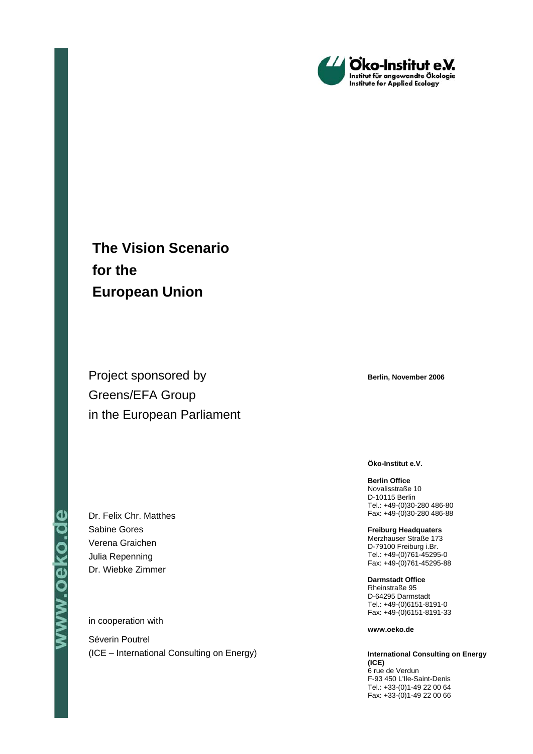Öko-Institut e.V.
Institut für angewandte Ökologie
Institute for Applied Ecology

# The Vision Scenario for the European Union

Project sponsored by
Greens/EFA Group
in the European Parliament

**Berlin, November 2006**

Dr. Felix Chr. Matthes
Sabine Gores
Verena Graichen
Julia Repenning
Dr. Wiebke Zimmer

in cooperation with

Séverin Poutrel
(ICE – International Consulting on Energy)

**Öko-Institut e.V.**

**Berlin Office**
Novalisstraße 10
D-10115 Berlin
Tel.: +49-(0)30-280 486-80
Fax: +49-(0)30-280 486-88

**Freiburg Headquaters**
Merzhauser Straße 173
D-79100 Freiburg i.Br.
Tel.: +49-(0)761-45295-0
Fax: +49-(0)761-45295-88

**Darmstadt Office**
Rheinstraße 95
D-64295 Darmstadt
Tel.: +49-(0)6151-8191-0
Fax: +49-(0)6151-8191-33

**www.oeko.de**

**International Consulting on Energy (ICE)**
6 rue de Verdun
F-93 450 L'Ile-Saint-Denis
Tel.: +33-(0)1-49 22 00 64
Fax: +33-(0)1-49 22 00 66

www.oeko.de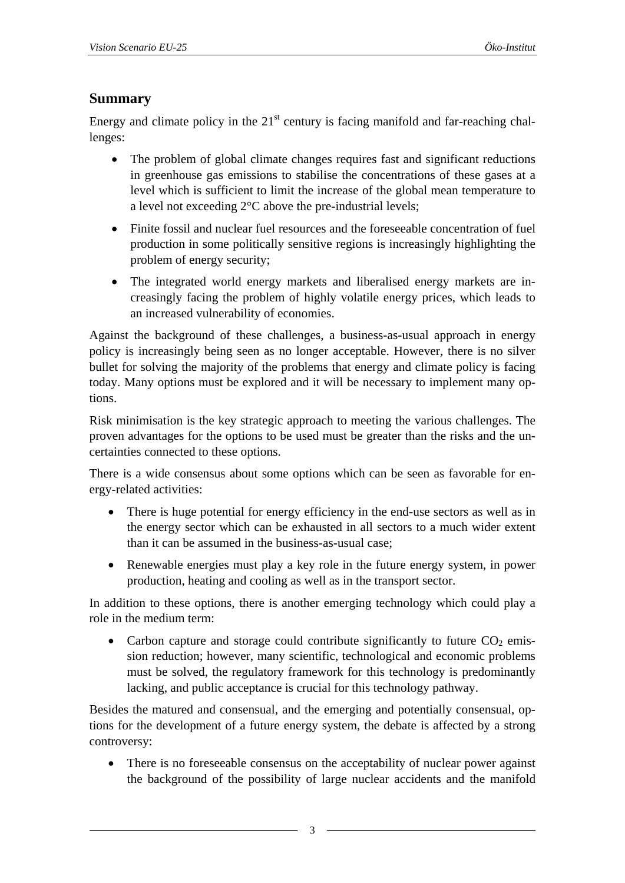## Summary

Energy and climate policy in the 21st century is facing manifold and far-reaching challenges:

- The problem of global climate changes requires fast and significant reductions in greenhouse gas emissions to stabilise the concentrations of these gases at a level which is sufficient to limit the increase of the global mean temperature to a level not exceeding 2°C above the pre-industrial levels;
- Finite fossil and nuclear fuel resources and the foreseeable concentration of fuel production in some politically sensitive regions is increasingly highlighting the problem of energy security;
- The integrated world energy markets and liberalised energy markets are increasingly facing the problem of highly volatile energy prices, which leads to an increased vulnerability of economies.

Against the background of these challenges, a business-as-usual approach in energy policy is increasingly being seen as no longer acceptable. However, there is no silver bullet for solving the majority of the problems that energy and climate policy is facing today. Many options must be explored and it will be necessary to implement many options.

Risk minimisation is the key strategic approach to meeting the various challenges. The proven advantages for the options to be used must be greater than the risks and the uncertainties connected to these options.

There is a wide consensus about some options which can be seen as favorable for energy-related activities:

- There is huge potential for energy efficiency in the end-use sectors as well as in the energy sector which can be exhausted in all sectors to a much wider extent than it can be assumed in the business-as-usual case;
- Renewable energies must play a key role in the future energy system, in power production, heating and cooling as well as in the transport sector.

In addition to these options, there is another emerging technology which could play a role in the medium term:

- Carbon capture and storage could contribute significantly to future $CO_2$ emission reduction; however, many scientific, technological and economic problems must be solved, the regulatory framework for this technology is predominantly lacking, and public acceptance is crucial for this technology pathway.

Besides the matured and consensual, and the emerging and potentially consensual, options for the development of a future energy system, the debate is affected by a strong controversy:

- There is no foreseeable consensus on the acceptability of nuclear power against the background of the possibility of large nuclear accidents and the manifold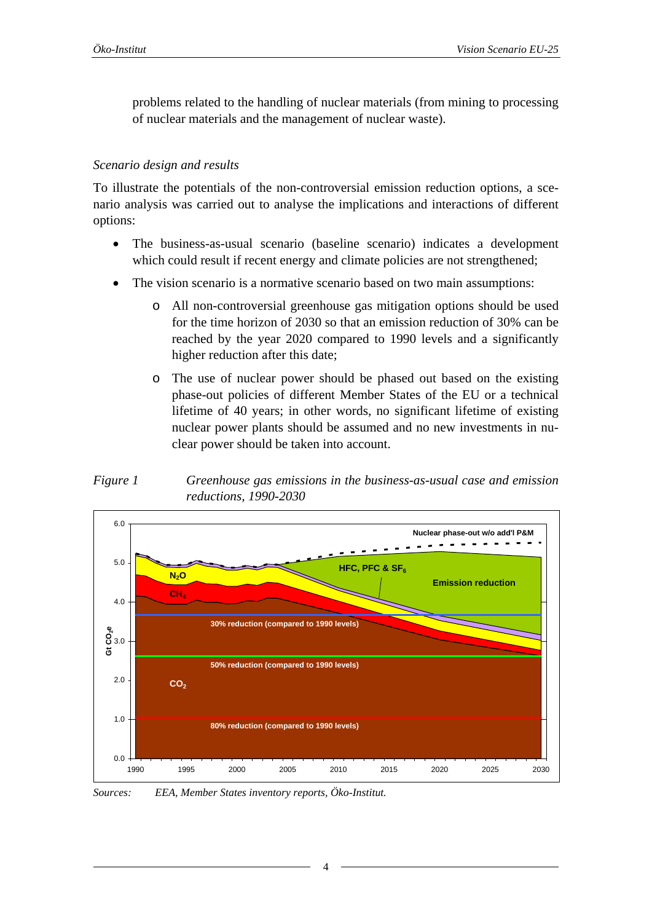problems related to the handling of nuclear materials (from mining to processing of nuclear materials and the management of nuclear waste).

*Scenario design and results*

To illustrate the potentials of the non-controversial emission reduction options, a scenario analysis was carried out to analyse the implications and interactions of different options:

- The business-as-usual scenario (baseline scenario) indicates a development which could result if recent energy and climate policies are not strengthened;
- The vision scenario is a normative scenario based on two main assumptions:
  - All non-controversial greenhouse gas mitigation options should be used for the time horizon of 2030 so that an emission reduction of 30% can be reached by the year 2020 compared to 1990 levels and a significantly higher reduction after this date;
  - The use of nuclear power should be phased out based on the existing phase-out policies of different Member States of the EU or a technical lifetime of 40 years; in other words, no significant lifetime of existing nuclear power plants should be assumed and no new investments in nuclear power should be taken into account.

*Figure 1* *Greenhouse gas emissions in the business-as-usual case and emission reductions, 1990-2030*

*Sources: EEA, Member States inventory reports, Öko-Institut.*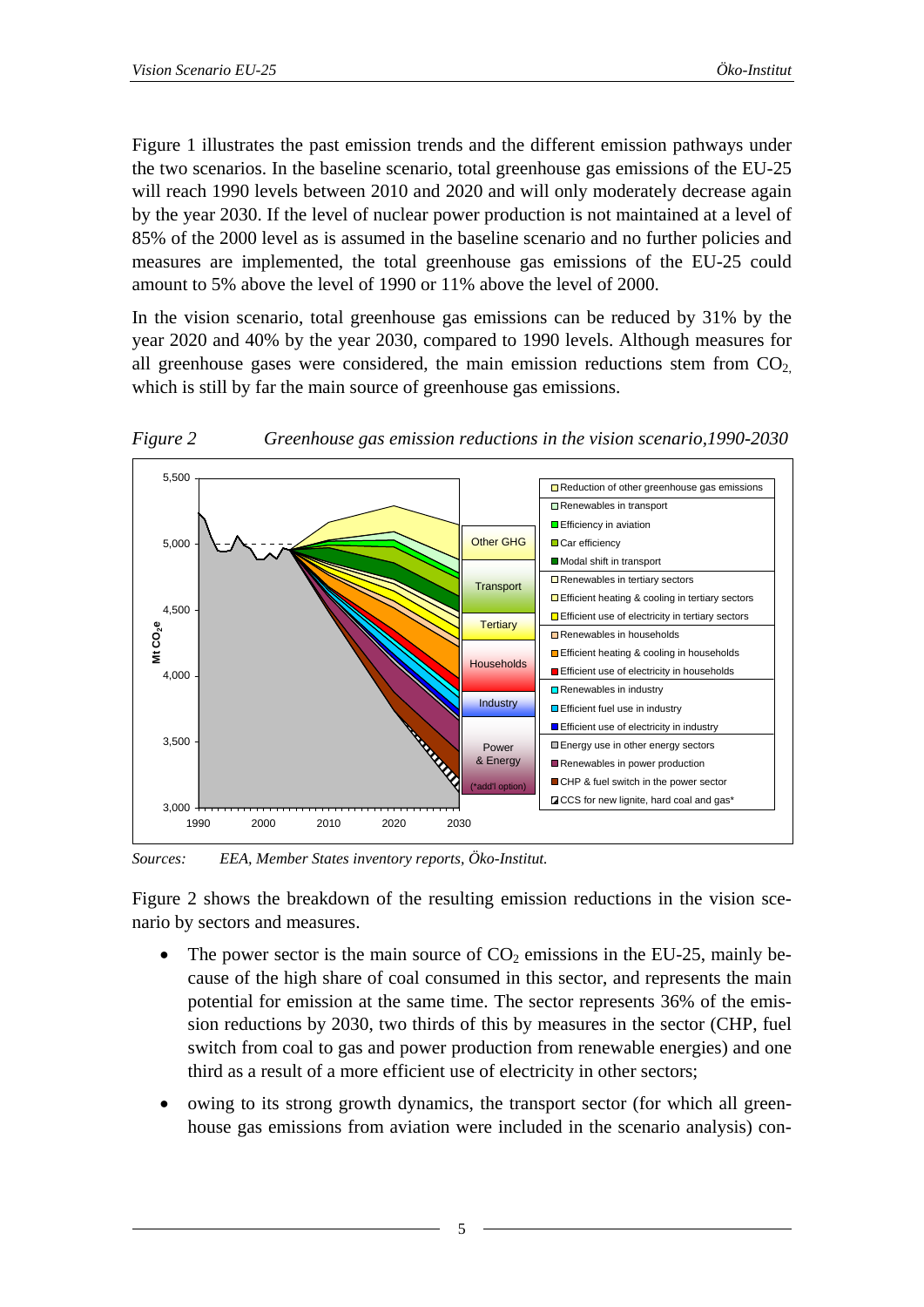Figure 1 illustrates the past emission trends and the different emission pathways under the two scenarios. In the baseline scenario, total greenhouse gas emissions of the EU-25 will reach 1990 levels between 2010 and 2020 and will only moderately decrease again by the year 2030. If the level of nuclear power production is not maintained at a level of 85% of the 2000 level as is assumed in the baseline scenario and no further policies and measures are implemented, the total greenhouse gas emissions of the EU-25 could amount to 5% above the level of 1990 or 11% above the level of 2000.

In the vision scenario, total greenhouse gas emissions can be reduced by 31% by the year 2020 and 40% by the year 2030, compared to 1990 levels. Although measures for all greenhouse gases were considered, the main emission reductions stem from $CO_2$, which is still by far the main source of greenhouse gas emissions.

*Figure 2 Greenhouse gas emission reductions in the vision scenario,1990-2030*

*Sources: EEA, Member States inventory reports, Öko-Institut.*

Figure 2 shows the breakdown of the resulting emission reductions in the vision scenario by sectors and measures.

- The power sector is the main source of $CO_2$ emissions in the EU-25, mainly because of the high share of coal consumed in this sector, and represents the main potential for emission at the same time. The sector represents 36% of the emission reductions by 2030, two thirds of this by measures in the sector (CHP, fuel switch from coal to gas and power production from renewable energies) and one third as a result of a more efficient use of electricity in other sectors;
- owing to its strong growth dynamics, the transport sector (for which all greenhouse gas emissions from aviation were included in the scenario analysis) con-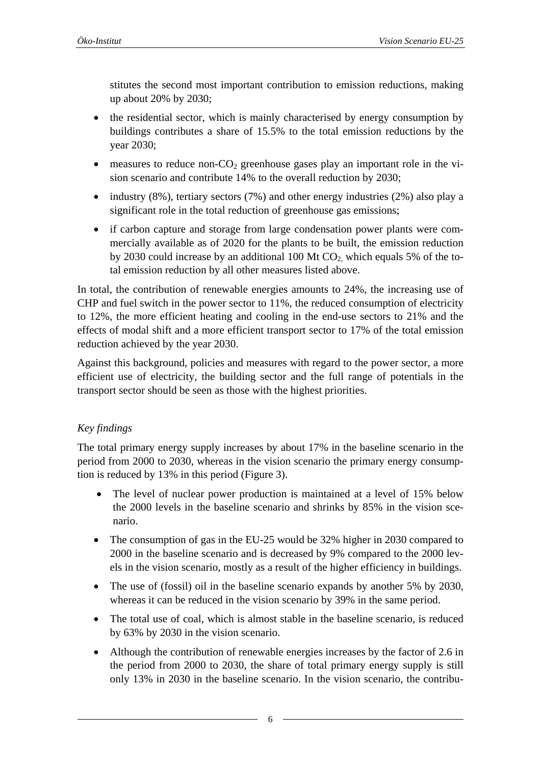stitutes the second most important contribution to emission reductions, making up about 20% by 2030;

- the residential sector, which is mainly characterised by energy consumption by buildings contributes a share of 15.5% to the total emission reductions by the year 2030;
- measures to reduce non-$CO_2$ greenhouse gases play an important role in the vision scenario and contribute 14% to the overall reduction by 2030;
- industry (8%), tertiary sectors (7%) and other energy industries (2%) also play a significant role in the total reduction of greenhouse gas emissions;
- if carbon capture and storage from large condensation power plants were commercially available as of 2020 for the plants to be built, the emission reduction by 2030 could increase by an additional 100 Mt $CO_2$, which equals 5% of the total emission reduction by all other measures listed above.

In total, the contribution of renewable energies amounts to 24%, the increasing use of CHP and fuel switch in the power sector to 11%, the reduced consumption of electricity to 12%, the more efficient heating and cooling in the end-use sectors to 21% and the effects of modal shift and a more efficient transport sector to 17% of the total emission reduction achieved by the year 2030.

Against this background, policies and measures with regard to the power sector, a more efficient use of electricity, the building sector and the full range of potentials in the transport sector should be seen as those with the highest priorities.

*Key findings*

The total primary energy supply increases by about 17% in the baseline scenario in the period from 2000 to 2030, whereas in the vision scenario the primary energy consumption is reduced by 13% in this period (Figure 3).

- The level of nuclear power production is maintained at a level of 15% below the 2000 levels in the baseline scenario and shrinks by 85% in the vision scenario.
- The consumption of gas in the EU-25 would be 32% higher in 2030 compared to 2000 in the baseline scenario and is decreased by 9% compared to the 2000 levels in the vision scenario, mostly as a result of the higher efficiency in buildings.
- The use of (fossil) oil in the baseline scenario expands by another 5% by 2030, whereas it can be reduced in the vision scenario by 39% in the same period.
- The total use of coal, which is almost stable in the baseline scenario, is reduced by 63% by 2030 in the vision scenario.
- Although the contribution of renewable energies increases by the factor of 2.6 in the period from 2000 to 2030, the share of total primary energy supply is still only 13% in 2030 in the baseline scenario. In the vision scenario, the contribu-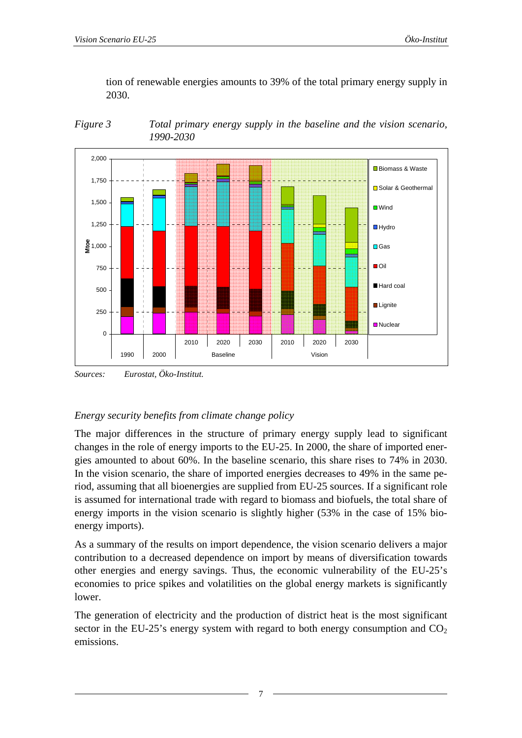tion of renewable energies amounts to 39% of the total primary energy supply in 2030.

*Figure 3 Total primary energy supply in the baseline and the vision scenario, 1990-2030*

*Sources: Eurostat, Öko-Institut.*

*Energy security benefits from climate change policy*

The major differences in the structure of primary energy supply lead to significant changes in the role of energy imports to the EU-25. In 2000, the share of imported energies amounted to about 60%. In the baseline scenario, this share rises to 74% in 2030. In the vision scenario, the share of imported energies decreases to 49% in the same period, assuming that all bioenergies are supplied from EU-25 sources. If a significant role is assumed for international trade with regard to biomass and biofuels, the total share of energy imports in the vision scenario is slightly higher (53% in the case of 15% bio-energy imports).

As a summary of the results on import dependence, the vision scenario delivers a major contribution to a decreased dependence on import by means of diversification towards other energies and energy savings. Thus, the economic vulnerability of the EU-25's economies to price spikes and volatilities on the global energy markets is significantly lower.

The generation of electricity and the production of district heat is the most significant sector in the EU-25's energy system with regard to both energy consumption and $CO_2$ emissions.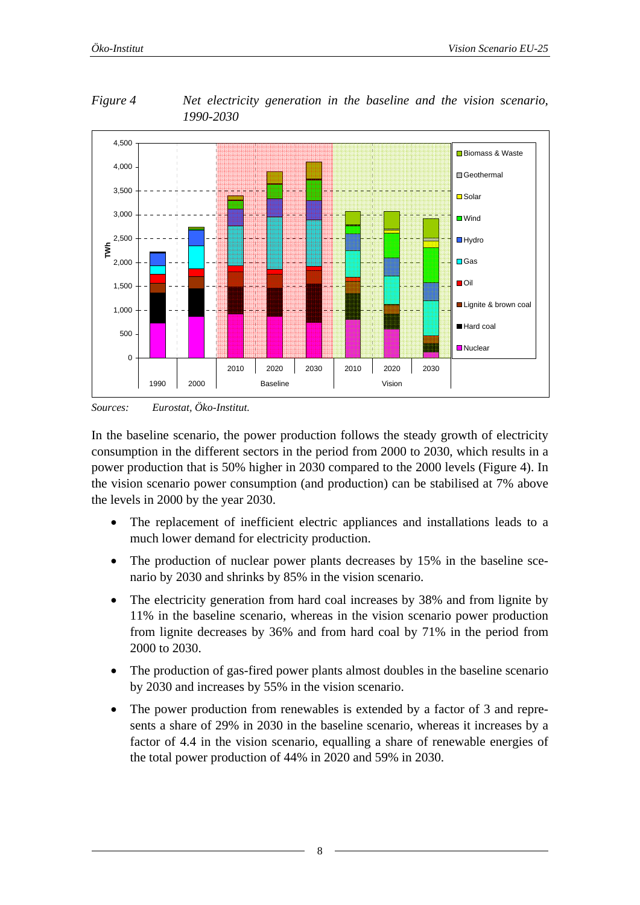*Figure 4* *Net electricity generation in the baseline and the vision scenario, 1990-2030*

*Sources:* *Eurostat, Öko-Institut.*

In the baseline scenario, the power production follows the steady growth of electricity consumption in the different sectors in the period from 2000 to 2030, which results in a power production that is 50% higher in 2030 compared to the 2000 levels (Figure 4). In the vision scenario power consumption (and production) can be stabilised at 7% above the levels in 2000 by the year 2030.

- The replacement of inefficient electric appliances and installations leads to a much lower demand for electricity production.
- The production of nuclear power plants decreases by 15% in the baseline scenario by 2030 and shrinks by 85% in the vision scenario.
- The electricity generation from hard coal increases by 38% and from lignite by 11% in the baseline scenario, whereas in the vision scenario power production from lignite decreases by 36% and from hard coal by 71% in the period from 2000 to 2030.
- The production of gas-fired power plants almost doubles in the baseline scenario by 2030 and increases by 55% in the vision scenario.
- The power production from renewables is extended by a factor of 3 and represents a share of 29% in 2030 in the baseline scenario, whereas it increases by a factor of 4.4 in the vision scenario, equalling a share of renewable energies of the total power production of 44% in 2020 and 59% in 2030.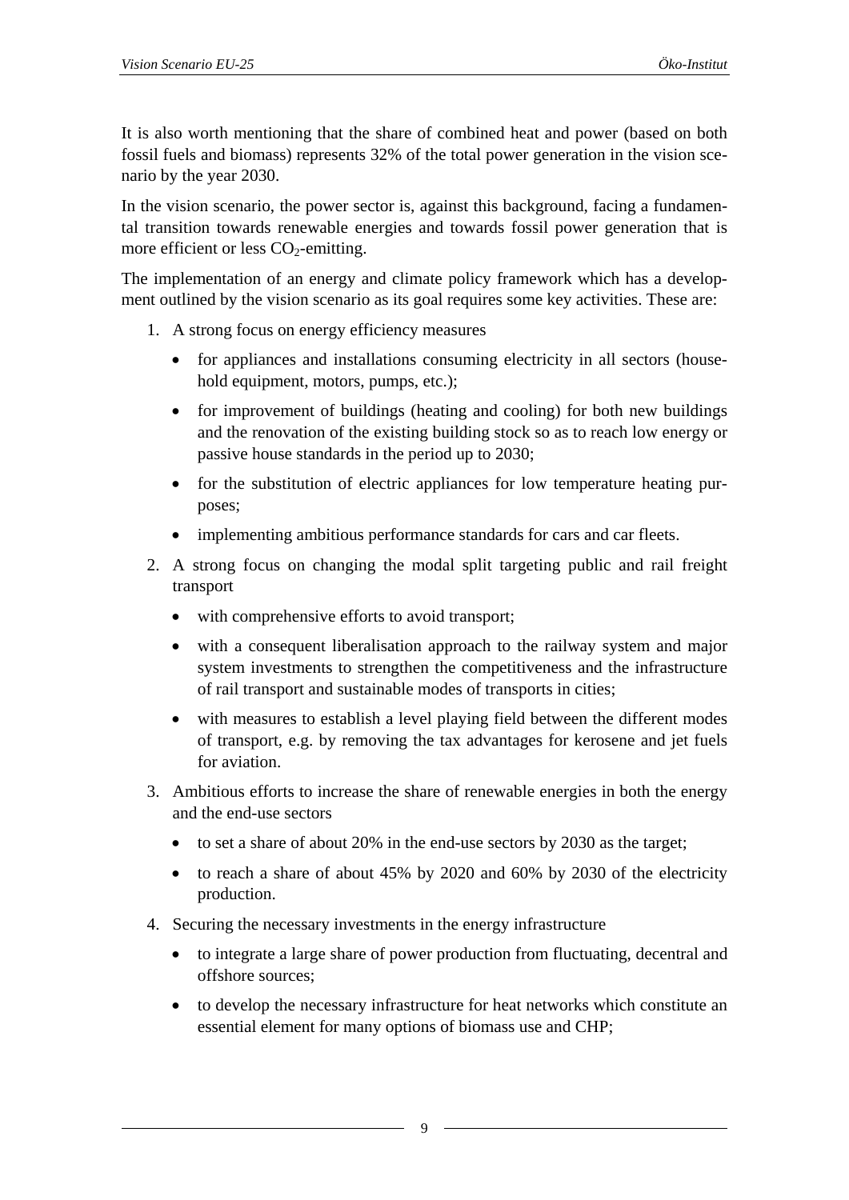It is also worth mentioning that the share of combined heat and power (based on both fossil fuels and biomass) represents 32% of the total power generation in the vision scenario by the year 2030.

In the vision scenario, the power sector is, against this background, facing a fundamental transition towards renewable energies and towards fossil power generation that is more efficient or less $CO_2$-emitting.

The implementation of an energy and climate policy framework which has a development outlined by the vision scenario as its goal requires some key activities. These are:

1. A strong focus on energy efficiency measures
   - for appliances and installations consuming electricity in all sectors (household equipment, motors, pumps, etc.);
   - for improvement of buildings (heating and cooling) for both new buildings and the renovation of the existing building stock so as to reach low energy or passive house standards in the period up to 2030;
   - for the substitution of electric appliances for low temperature heating purposes;
   - implementing ambitious performance standards for cars and car fleets.
2. A strong focus on changing the modal split targeting public and rail freight transport
   - with comprehensive efforts to avoid transport;
   - with a consequent liberalisation approach to the railway system and major system investments to strengthen the competitiveness and the infrastructure of rail transport and sustainable modes of transports in cities;
   - with measures to establish a level playing field between the different modes of transport, e.g. by removing the tax advantages for kerosene and jet fuels for aviation.
3. Ambitious efforts to increase the share of renewable energies in both the energy and the end-use sectors
   - to set a share of about 20% in the end-use sectors by 2030 as the target;
   - to reach a share of about 45% by 2020 and 60% by 2030 of the electricity production.
4. Securing the necessary investments in the energy infrastructure
   - to integrate a large share of power production from fluctuating, decentral and offshore sources;
   - to develop the necessary infrastructure for heat networks which constitute an essential element for many options of biomass use and CHP;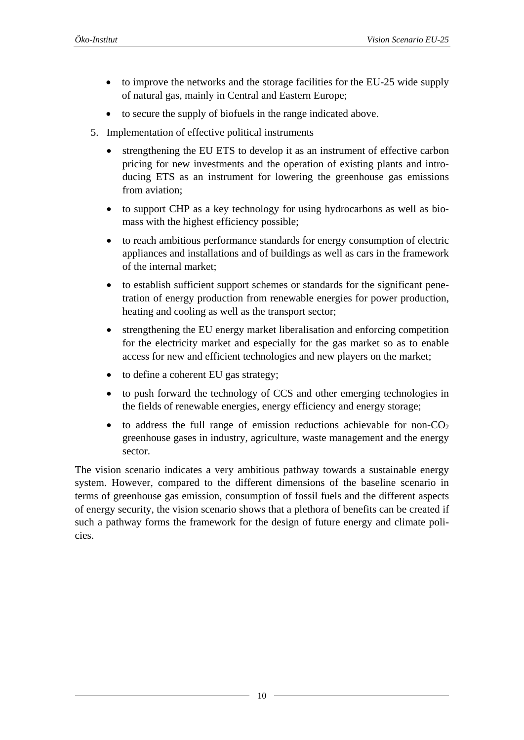- to improve the networks and the storage facilities for the EU-25 wide supply of natural gas, mainly in Central and Eastern Europe;
- to secure the supply of biofuels in the range indicated above.

5. Implementation of effective political instruments

   - strengthening the EU ETS to develop it as an instrument of effective carbon pricing for new investments and the operation of existing plants and introducing ETS as an instrument for lowering the greenhouse gas emissions from aviation;
   - to support CHP as a key technology for using hydrocarbons as well as biomass with the highest efficiency possible;
   - to reach ambitious performance standards for energy consumption of electric appliances and installations and of buildings as well as cars in the framework of the internal market;
   - to establish sufficient support schemes or standards for the significant penetration of energy production from renewable energies for power production, heating and cooling as well as the transport sector;
   - strengthening the EU energy market liberalisation and enforcing competition for the electricity market and especially for the gas market so as to enable access for new and efficient technologies and new players on the market;
   - to define a coherent EU gas strategy;
   - to push forward the technology of CCS and other emerging technologies in the fields of renewable energies, energy efficiency and energy storage;
   - to address the full range of emission reductions achievable for non-$CO_2$ greenhouse gases in industry, agriculture, waste management and the energy sector.

The vision scenario indicates a very ambitious pathway towards a sustainable energy system. However, compared to the different dimensions of the baseline scenario in terms of greenhouse gas emission, consumption of fossil fuels and the different aspects of energy security, the vision scenario shows that a plethora of benefits can be created if such a pathway forms the framework for the design of future energy and climate policies.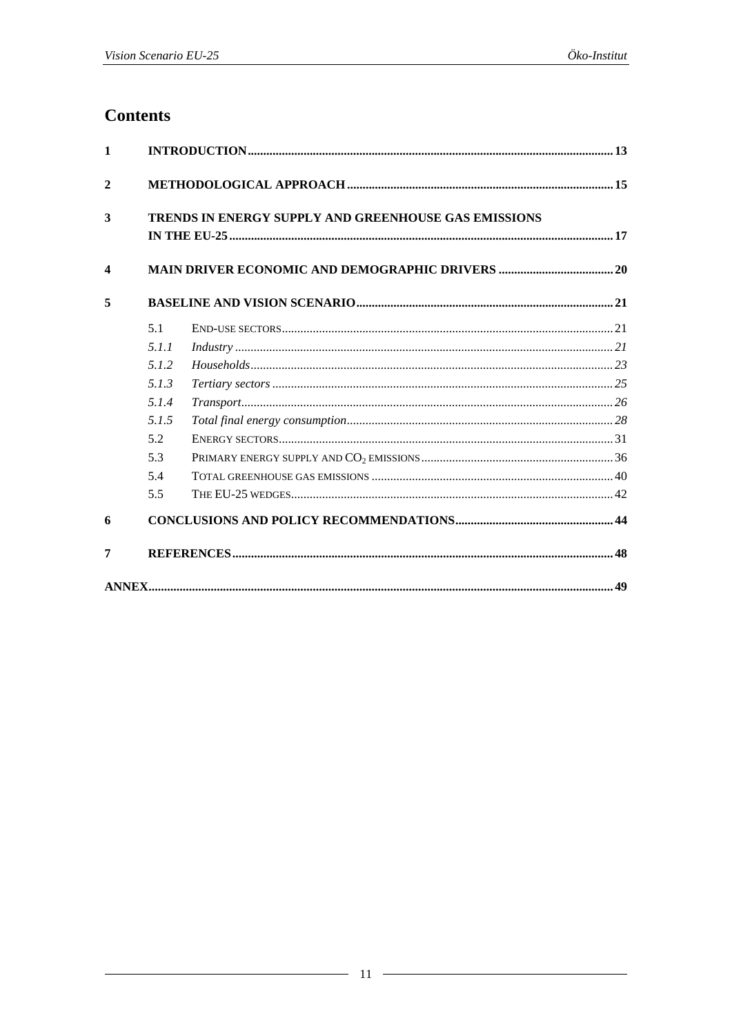## Contents

| | | |
|---|---|---|
| **1** | **INTRODUCTION** | **13** |
| **2** | **METHODOLOGICAL APPROACH** | **15** |
| **3** | **TRENDS IN ENERGY SUPPLY AND GREENHOUSE GAS EMISSIONS IN THE EU-25** | **17** |
| **4** | **MAIN DRIVER ECONOMIC AND DEMOGRAPHIC DRIVERS** | **20** |
| **5** | **BASELINE AND VISION SCENARIO** | **21** |
| 5.1 | END-USE SECTORS | 21 |
| *5.1.1* | *Industry* | *21* |
| *5.1.2* | *Households* | *23* |
| *5.1.3* | *Tertiary sectors* | *25* |
| *5.1.4* | *Transport* | *26* |
| *5.1.5* | *Total final energy consumption* | *28* |
| 5.2 | ENERGY SECTORS | 31 |
| 5.3 | PRIMARY ENERGY SUPPLY AND $CO_2$ EMISSIONS | 36 |
| 5.4 | TOTAL GREENHOUSE GAS EMISSIONS | 40 |
| 5.5 | THE EU-25 WEDGES | 42 |
| **6** | **CONCLUSIONS AND POLICY RECOMMENDATIONS** | **44** |
| **7** | **REFERENCES** | **48** |
| **ANNEX** | | **49** |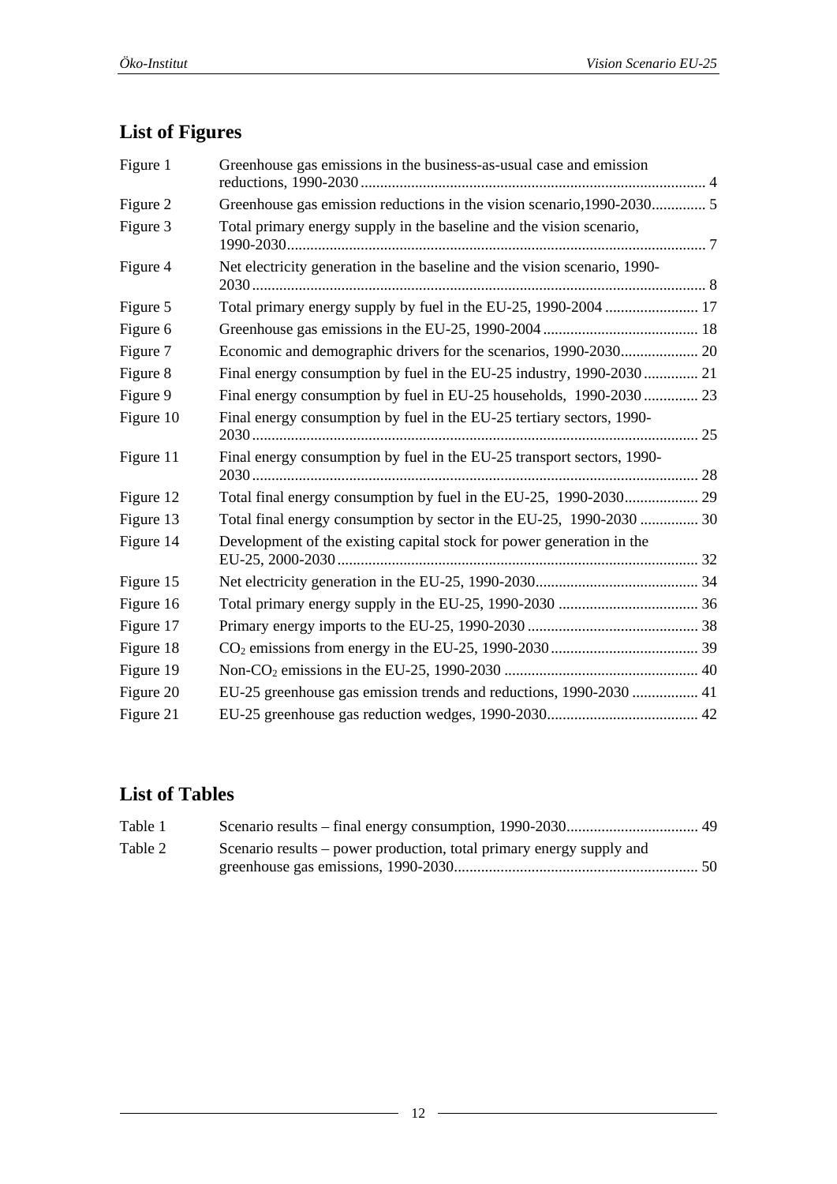## List of Figures

| | | |
|---|---|---|
| Figure 1 | Greenhouse gas emissions in the business-as-usual case and emission reductions, 1990-2030 | 4 |
| Figure 2 | Greenhouse gas emission reductions in the vision scenario,1990-2030 | 5 |
| Figure 3 | Total primary energy supply in the baseline and the vision scenario, 1990-2030 | 7 |
| Figure 4 | Net electricity generation in the baseline and the vision scenario, 1990-2030 | 8 |
| Figure 5 | Total primary energy supply by fuel in the EU-25, 1990-2004 | 17 |
| Figure 6 | Greenhouse gas emissions in the EU-25, 1990-2004 | 18 |
| Figure 7 | Economic and demographic drivers for the scenarios, 1990-2030 | 20 |
| Figure 8 | Final energy consumption by fuel in the EU-25 industry, 1990-2030 | 21 |
| Figure 9 | Final energy consumption by fuel in EU-25 households, 1990-2030 | 23 |
| Figure 10 | Final energy consumption by fuel in the EU-25 tertiary sectors, 1990-2030 | 25 |
| Figure 11 | Final energy consumption by fuel in the EU-25 transport sectors, 1990-2030 | 28 |
| Figure 12 | Total final energy consumption by fuel in the EU-25, 1990-2030 | 29 |
| Figure 13 | Total final energy consumption by sector in the EU-25, 1990-2030 | 30 |
| Figure 14 | Development of the existing capital stock for power generation in the EU-25, 2000-2030 | 32 |
| Figure 15 | Net electricity generation in the EU-25, 1990-2030 | 34 |
| Figure 16 | Total primary energy supply in the EU-25, 1990-2030 | 36 |
| Figure 17 | Primary energy imports to the EU-25, 1990-2030 | 38 |
| Figure 18 | $CO_2$ emissions from energy in the EU-25, 1990-2030 | 39 |
| Figure 19 | Non-$CO_2$ emissions in the EU-25, 1990-2030 | 40 |
| Figure 20 | EU-25 greenhouse gas emission trends and reductions, 1990-2030 | 41 |
| Figure 21 | EU-25 greenhouse gas reduction wedges, 1990-2030 | 42 |

## List of Tables

| | | |
|---|---|---|
| Table 1 | Scenario results – final energy consumption, 1990-2030 | 49 |
| Table 2 | Scenario results – power production, total primary energy supply and greenhouse gas emissions, 1990-2030 | 50 |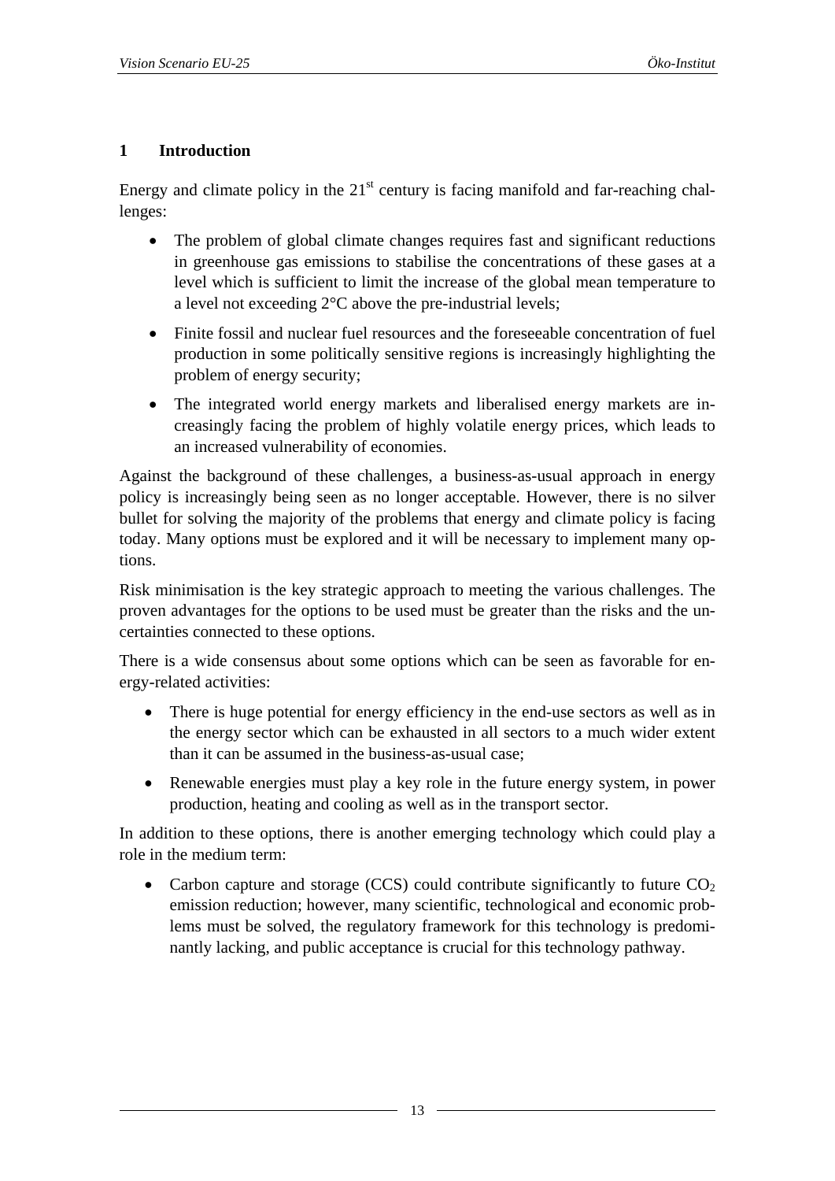# 1 Introduction

Energy and climate policy in the 21st century is facing manifold and far-reaching challenges:

- The problem of global climate changes requires fast and significant reductions in greenhouse gas emissions to stabilise the concentrations of these gases at a level which is sufficient to limit the increase of the global mean temperature to a level not exceeding 2°C above the pre-industrial levels;
- Finite fossil and nuclear fuel resources and the foreseeable concentration of fuel production in some politically sensitive regions is increasingly highlighting the problem of energy security;
- The integrated world energy markets and liberalised energy markets are increasingly facing the problem of highly volatile energy prices, which leads to an increased vulnerability of economies.

Against the background of these challenges, a business-as-usual approach in energy policy is increasingly being seen as no longer acceptable. However, there is no silver bullet for solving the majority of the problems that energy and climate policy is facing today. Many options must be explored and it will be necessary to implement many options.

Risk minimisation is the key strategic approach to meeting the various challenges. The proven advantages for the options to be used must be greater than the risks and the uncertainties connected to these options.

There is a wide consensus about some options which can be seen as favorable for energy-related activities:

- There is huge potential for energy efficiency in the end-use sectors as well as in the energy sector which can be exhausted in all sectors to a much wider extent than it can be assumed in the business-as-usual case;
- Renewable energies must play a key role in the future energy system, in power production, heating and cooling as well as in the transport sector.

In addition to these options, there is another emerging technology which could play a role in the medium term:

- Carbon capture and storage (CCS) could contribute significantly to future $CO_2$ emission reduction; however, many scientific, technological and economic problems must be solved, the regulatory framework for this technology is predominantly lacking, and public acceptance is crucial for this technology pathway.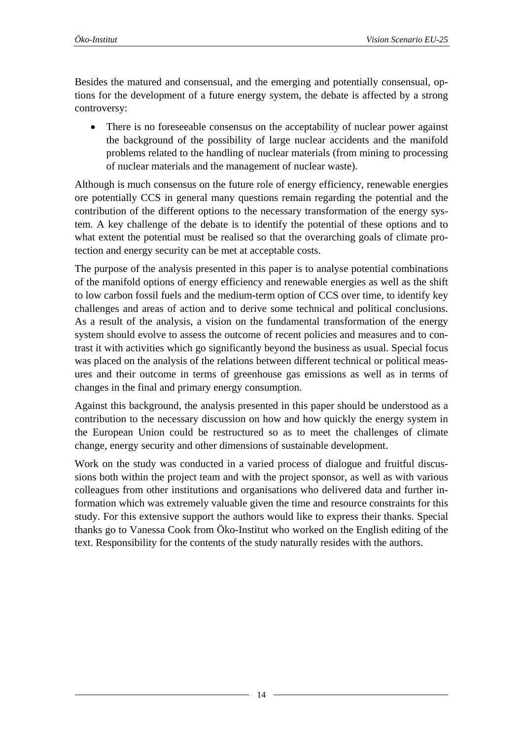Besides the matured and consensual, and the emerging and potentially consensual, options for the development of a future energy system, the debate is affected by a strong controversy:

- There is no foreseeable consensus on the acceptability of nuclear power against the background of the possibility of large nuclear accidents and the manifold problems related to the handling of nuclear materials (from mining to processing of nuclear materials and the management of nuclear waste).

Although is much consensus on the future role of energy efficiency, renewable energies ore potentially CCS in general many questions remain regarding the potential and the contribution of the different options to the necessary transformation of the energy system. A key challenge of the debate is to identify the potential of these options and to what extent the potential must be realised so that the overarching goals of climate protection and energy security can be met at acceptable costs.

The purpose of the analysis presented in this paper is to analyse potential combinations of the manifold options of energy efficiency and renewable energies as well as the shift to low carbon fossil fuels and the medium-term option of CCS over time, to identify key challenges and areas of action and to derive some technical and political conclusions. As a result of the analysis, a vision on the fundamental transformation of the energy system should evolve to assess the outcome of recent policies and measures and to contrast it with activities which go significantly beyond the business as usual. Special focus was placed on the analysis of the relations between different technical or political measures and their outcome in terms of greenhouse gas emissions as well as in terms of changes in the final and primary energy consumption.

Against this background, the analysis presented in this paper should be understood as a contribution to the necessary discussion on how and how quickly the energy system in the European Union could be restructured so as to meet the challenges of climate change, energy security and other dimensions of sustainable development.

Work on the study was conducted in a varied process of dialogue and fruitful discussions both within the project team and with the project sponsor, as well as with various colleagues from other institutions and organisations who delivered data and further information which was extremely valuable given the time and resource constraints for this study. For this extensive support the authors would like to express their thanks. Special thanks go to Vanessa Cook from Öko-Institut who worked on the English editing of the text. Responsibility for the contents of the study naturally resides with the authors.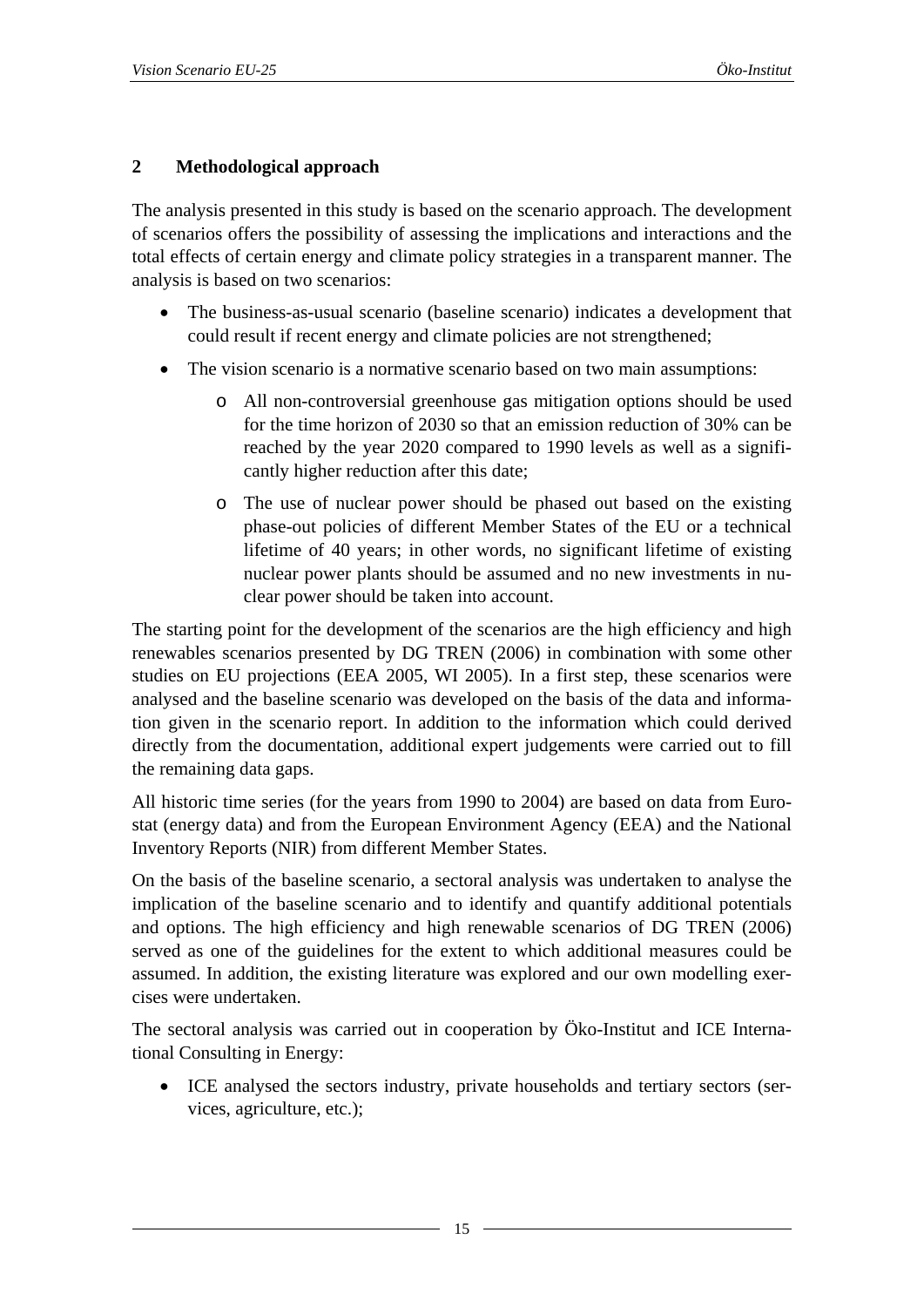## 2 Methodological approach

The analysis presented in this study is based on the scenario approach. The development of scenarios offers the possibility of assessing the implications and interactions and the total effects of certain energy and climate policy strategies in a transparent manner. The analysis is based on two scenarios:

- The business-as-usual scenario (baseline scenario) indicates a development that could result if recent energy and climate policies are not strengthened;
- The vision scenario is a normative scenario based on two main assumptions:
  - All non-controversial greenhouse gas mitigation options should be used for the time horizon of 2030 so that an emission reduction of 30% can be reached by the year 2020 compared to 1990 levels as well as a significantly higher reduction after this date;
  - The use of nuclear power should be phased out based on the existing phase-out policies of different Member States of the EU or a technical lifetime of 40 years; in other words, no significant lifetime of existing nuclear power plants should be assumed and no new investments in nuclear power should be taken into account.

The starting point for the development of the scenarios are the high efficiency and high renewables scenarios presented by DG TREN (2006) in combination with some other studies on EU projections (EEA 2005, WI 2005). In a first step, these scenarios were analysed and the baseline scenario was developed on the basis of the data and information given in the scenario report. In addition to the information which could derived directly from the documentation, additional expert judgements were carried out to fill the remaining data gaps.

All historic time series (for the years from 1990 to 2004) are based on data from Eurostat (energy data) and from the European Environment Agency (EEA) and the National Inventory Reports (NIR) from different Member States.

On the basis of the baseline scenario, a sectoral analysis was undertaken to analyse the implication of the baseline scenario and to identify and quantify additional potentials and options. The high efficiency and high renewable scenarios of DG TREN (2006) served as one of the guidelines for the extent to which additional measures could be assumed. In addition, the existing literature was explored and our own modelling exercises were undertaken.

The sectoral analysis was carried out in cooperation by Öko-Institut and ICE International Consulting in Energy:

- ICE analysed the sectors industry, private households and tertiary sectors (services, agriculture, etc.);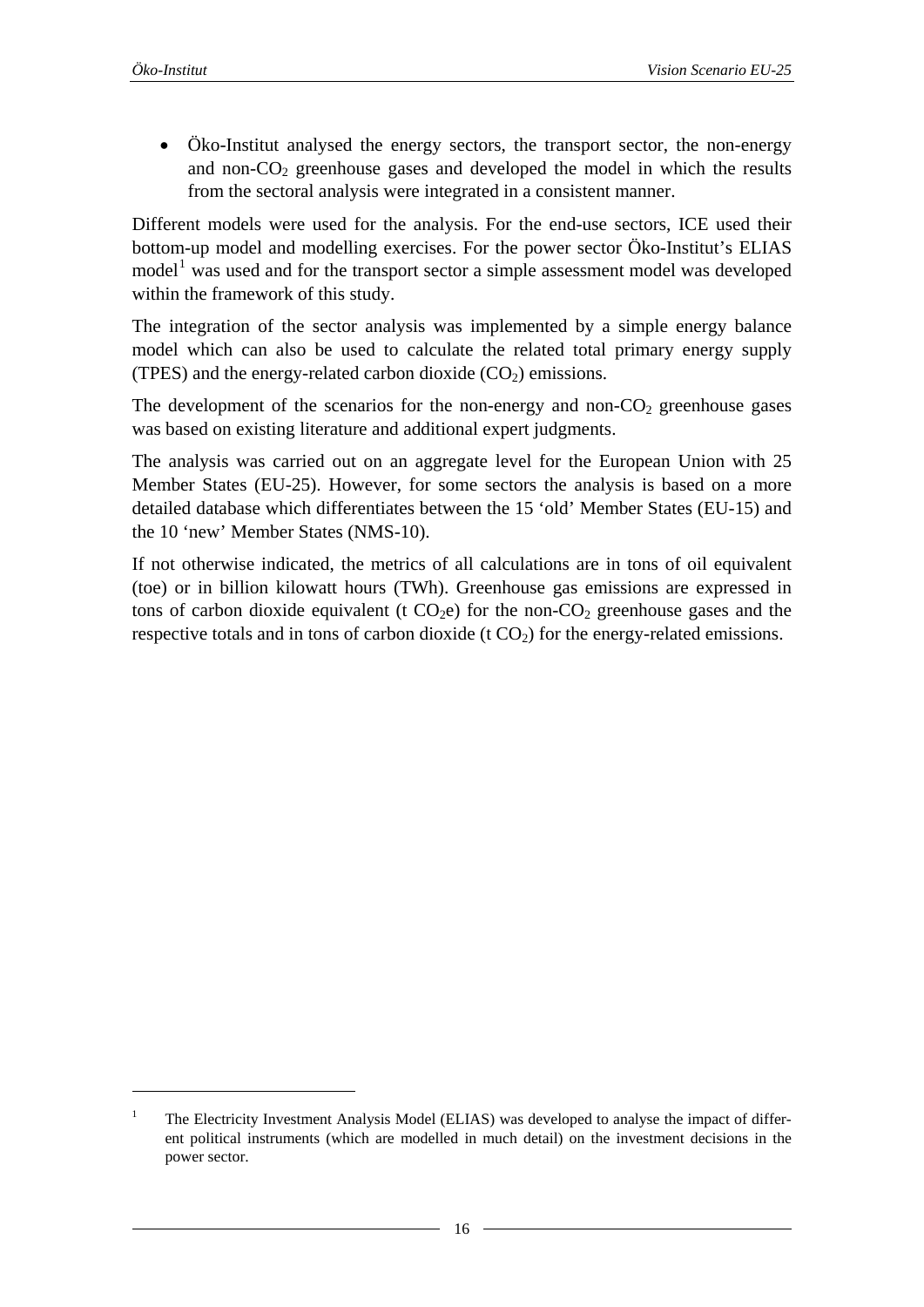- Öko-Institut analysed the energy sectors, the transport sector, the non-energy and non-$CO_2$ greenhouse gases and developed the model in which the results from the sectoral analysis were integrated in a consistent manner.

Different models were used for the analysis. For the end-use sectors, ICE used their bottom-up model and modelling exercises. For the power sector Öko-Institut's ELIAS model[1] was used and for the transport sector a simple assessment model was developed within the framework of this study.

The integration of the sector analysis was implemented by a simple energy balance model which can also be used to calculate the related total primary energy supply (TPES) and the energy-related carbon dioxide ($CO_2$) emissions.

The development of the scenarios for the non-energy and non-$CO_2$ greenhouse gases was based on existing literature and additional expert judgments.

The analysis was carried out on an aggregate level for the European Union with 25 Member States (EU-25). However, for some sectors the analysis is based on a more detailed database which differentiates between the 15 'old' Member States (EU-15) and the 10 'new' Member States (NMS-10).

If not otherwise indicated, the metrics of all calculations are in tons of oil equivalent (toe) or in billion kilowatt hours (TWh). Greenhouse gas emissions are expressed in tons of carbon dioxide equivalent (t $CO_2e$) for the non-$CO_2$ greenhouse gases and the respective totals and in tons of carbon dioxide (t $CO_2$) for the energy-related emissions.

---

[1] The Electricity Investment Analysis Model (ELIAS) was developed to analyse the impact of different political instruments (which are modelled in much detail) on the investment decisions in the power sector.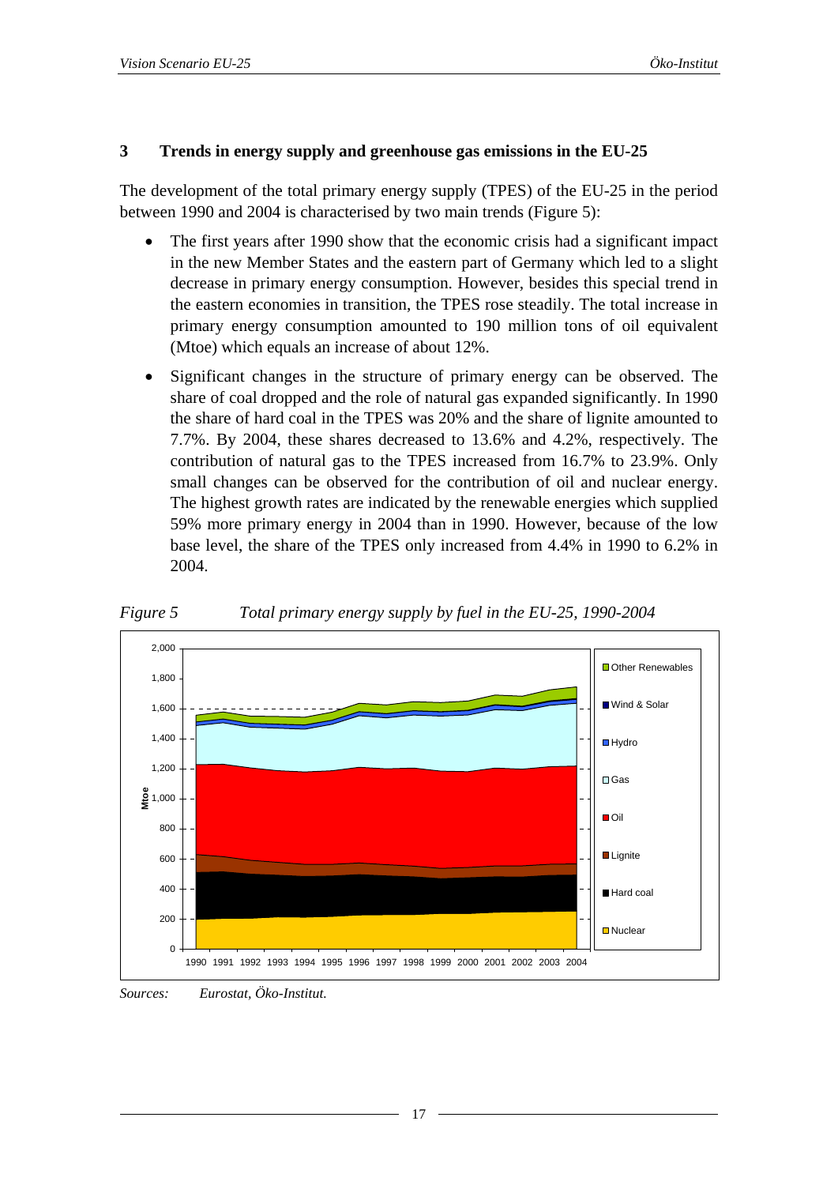# 3 Trends in energy supply and greenhouse gas emissions in the EU-25

The development of the total primary energy supply (TPES) of the EU-25 in the period between 1990 and 2004 is characterised by two main trends (Figure 5):

- The first years after 1990 show that the economic crisis had a significant impact in the new Member States and the eastern part of Germany which led to a slight decrease in primary energy consumption. However, besides this special trend in the eastern economies in transition, the TPES rose steadily. The total increase in primary energy consumption amounted to 190 million tons of oil equivalent (Mtoe) which equals an increase of about 12%.
- Significant changes in the structure of primary energy can be observed. The share of coal dropped and the role of natural gas expanded significantly. In 1990 the share of hard coal in the TPES was 20% and the share of lignite amounted to 7.7%. By 2004, these shares decreased to 13.6% and 4.2%, respectively. The contribution of natural gas to the TPES increased from 16.7% to 23.9%. Only small changes can be observed for the contribution of oil and nuclear energy. The highest growth rates are indicated by the renewable energies which supplied 59% more primary energy in 2004 than in 1990. However, because of the low base level, the share of the TPES only increased from 4.4% in 1990 to 6.2% in 2004.

*Figure 5 Total primary energy supply by fuel in the EU-25, 1990-2004*

*Sources: Eurostat, Öko-Institut.*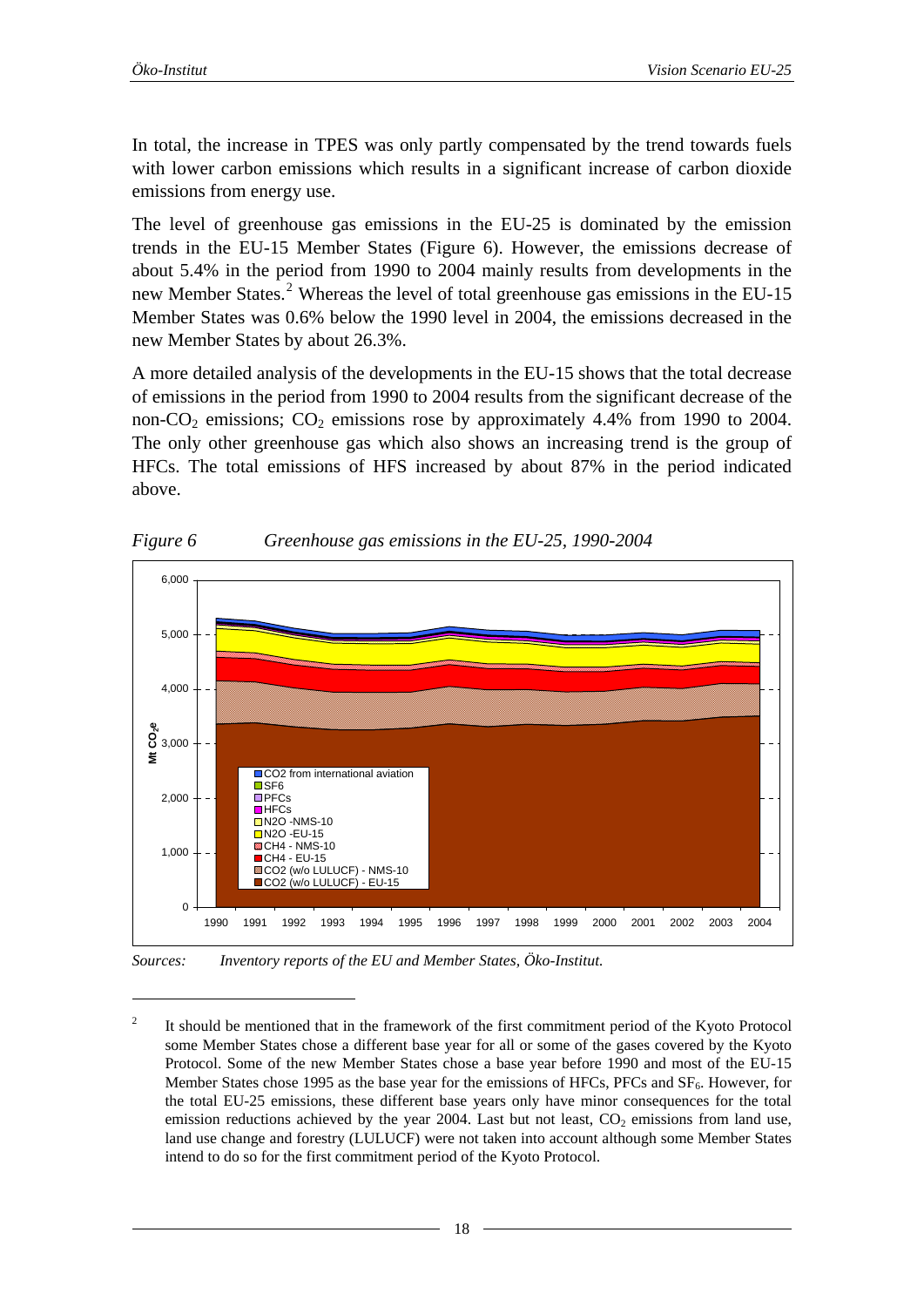In total, the increase in TPES was only partly compensated by the trend towards fuels with lower carbon emissions which results in a significant increase of carbon dioxide emissions from energy use.

The level of greenhouse gas emissions in the EU-25 is dominated by the emission trends in the EU-15 Member States (Figure 6). However, the emissions decrease of about 5.4% in the period from 1990 to 2004 mainly results from developments in the new Member States.[2] Whereas the level of total greenhouse gas emissions in the EU-15 Member States was 0.6% below the 1990 level in 2004, the emissions decreased in the new Member States by about 26.3%.

A more detailed analysis of the developments in the EU-15 shows that the total decrease of emissions in the period from 1990 to 2004 results from the significant decrease of the non-$CO_2$ emissions; $CO_2$ emissions rose by approximately 4.4% from 1990 to 2004. The only other greenhouse gas which also shows an increasing trend is the group of HFCs. The total emissions of HFS increased by about 87% in the period indicated above.

*Figure 6 Greenhouse gas emissions in the EU-25, 1990-2004*

*Sources: Inventory reports of the EU and Member States, Öko-Institut.*

[2] It should be mentioned that in the framework of the first commitment period of the Kyoto Protocol some Member States chose a different base year for all or some of the gases covered by the Kyoto Protocol. Some of the new Member States chose a base year before 1990 and most of the EU-15 Member States chose 1995 as the base year for the emissions of HFCs, PFCs and $SF_6$. However, for the total EU-25 emissions, these different base years only have minor consequences for the total emission reductions achieved by the year 2004. Last but not least, $CO_2$ emissions from land use, land use change and forestry (LULUCF) were not taken into account although some Member States intend to do so for the first commitment period of the Kyoto Protocol.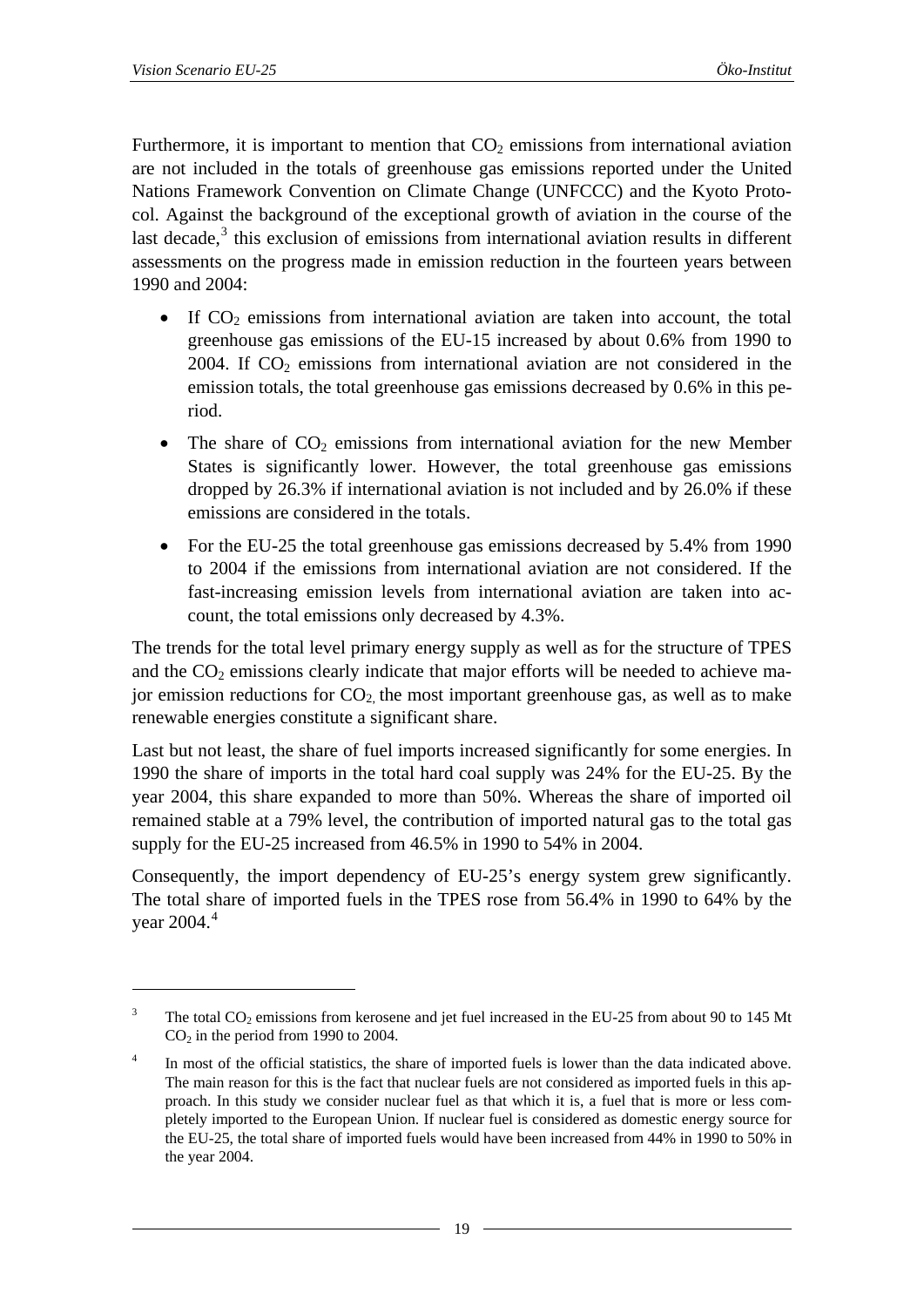Furthermore, it is important to mention that $CO_2$ emissions from international aviation are not included in the totals of greenhouse gas emissions reported under the United Nations Framework Convention on Climate Change (UNFCCC) and the Kyoto Protocol. Against the background of the exceptional growth of aviation in the course of the last decade,[3] this exclusion of emissions from international aviation results in different assessments on the progress made in emission reduction in the fourteen years between 1990 and 2004:

- If $CO_2$ emissions from international aviation are taken into account, the total greenhouse gas emissions of the EU-15 increased by about 0.6% from 1990 to 2004. If $CO_2$ emissions from international aviation are not considered in the emission totals, the total greenhouse gas emissions decreased by 0.6% in this period.
- The share of $CO_2$ emissions from international aviation for the new Member States is significantly lower. However, the total greenhouse gas emissions dropped by 26.3% if international aviation is not included and by 26.0% if these emissions are considered in the totals.
- For the EU-25 the total greenhouse gas emissions decreased by 5.4% from 1990 to 2004 if the emissions from international aviation are not considered. If the fast-increasing emission levels from international aviation are taken into account, the total emissions only decreased by 4.3%.

The trends for the total level primary energy supply as well as for the structure of TPES and the $CO_2$ emissions clearly indicate that major efforts will be needed to achieve major emission reductions for $CO_2$, the most important greenhouse gas, as well as to make renewable energies constitute a significant share.

Last but not least, the share of fuel imports increased significantly for some energies. In 1990 the share of imports in the total hard coal supply was 24% for the EU-25. By the year 2004, this share expanded to more than 50%. Whereas the share of imported oil remained stable at a 79% level, the contribution of imported natural gas to the total gas supply for the EU-25 increased from 46.5% in 1990 to 54% in 2004.

Consequently, the import dependency of EU-25's energy system grew significantly. The total share of imported fuels in the TPES rose from 56.4% in 1990 to 64% by the year 2004.[4]

---

[3] The total $CO_2$ emissions from kerosene and jet fuel increased in the EU-25 from about 90 to 145 Mt $CO_2$ in the period from 1990 to 2004.

[4] In most of the official statistics, the share of imported fuels is lower than the data indicated above. The main reason for this is the fact that nuclear fuels are not considered as imported fuels in this approach. In this study we consider nuclear fuel as that which it is, a fuel that is more or less completely imported to the European Union. If nuclear fuel is considered as domestic energy source for the EU-25, the total share of imported fuels would have been increased from 44% in 1990 to 50% in the year 2004.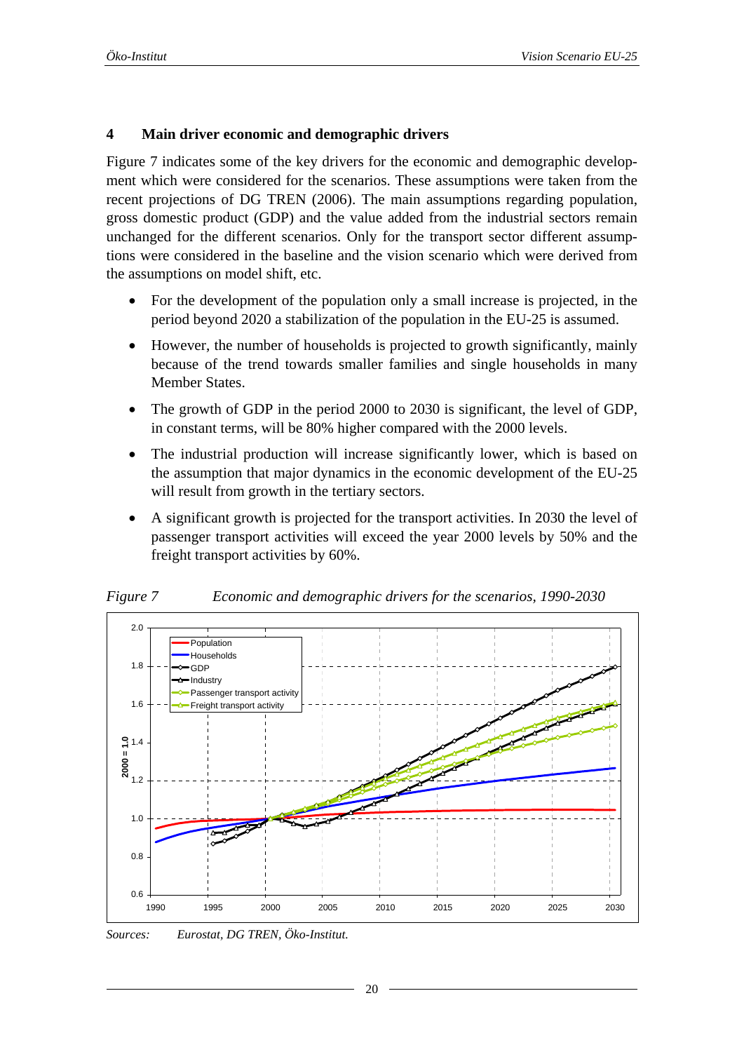## 4 Main driver economic and demographic drivers

Figure 7 indicates some of the key drivers for the economic and demographic development which were considered for the scenarios. These assumptions were taken from the recent projections of DG TREN (2006). The main assumptions regarding population, gross domestic product (GDP) and the value added from the industrial sectors remain unchanged for the different scenarios. Only for the transport sector different assumptions were considered in the baseline and the vision scenario which were derived from the assumptions on model shift, etc.

- For the development of the population only a small increase is projected, in the period beyond 2020 a stabilization of the population in the EU-25 is assumed.
- However, the number of households is projected to growth significantly, mainly because of the trend towards smaller families and single households in many Member States.
- The growth of GDP in the period 2000 to 2030 is significant, the level of GDP, in constant terms, will be 80% higher compared with the 2000 levels.
- The industrial production will increase significantly lower, which is based on the assumption that major dynamics in the economic development of the EU-25 will result from growth in the tertiary sectors.
- A significant growth is projected for the transport activities. In 2030 the level of passenger transport activities will exceed the year 2000 levels by 50% and the freight transport activities by 60%.

*Figure 7 Economic and demographic drivers for the scenarios, 1990-2030*

*Sources: Eurostat, DG TREN, Öko-Institut.*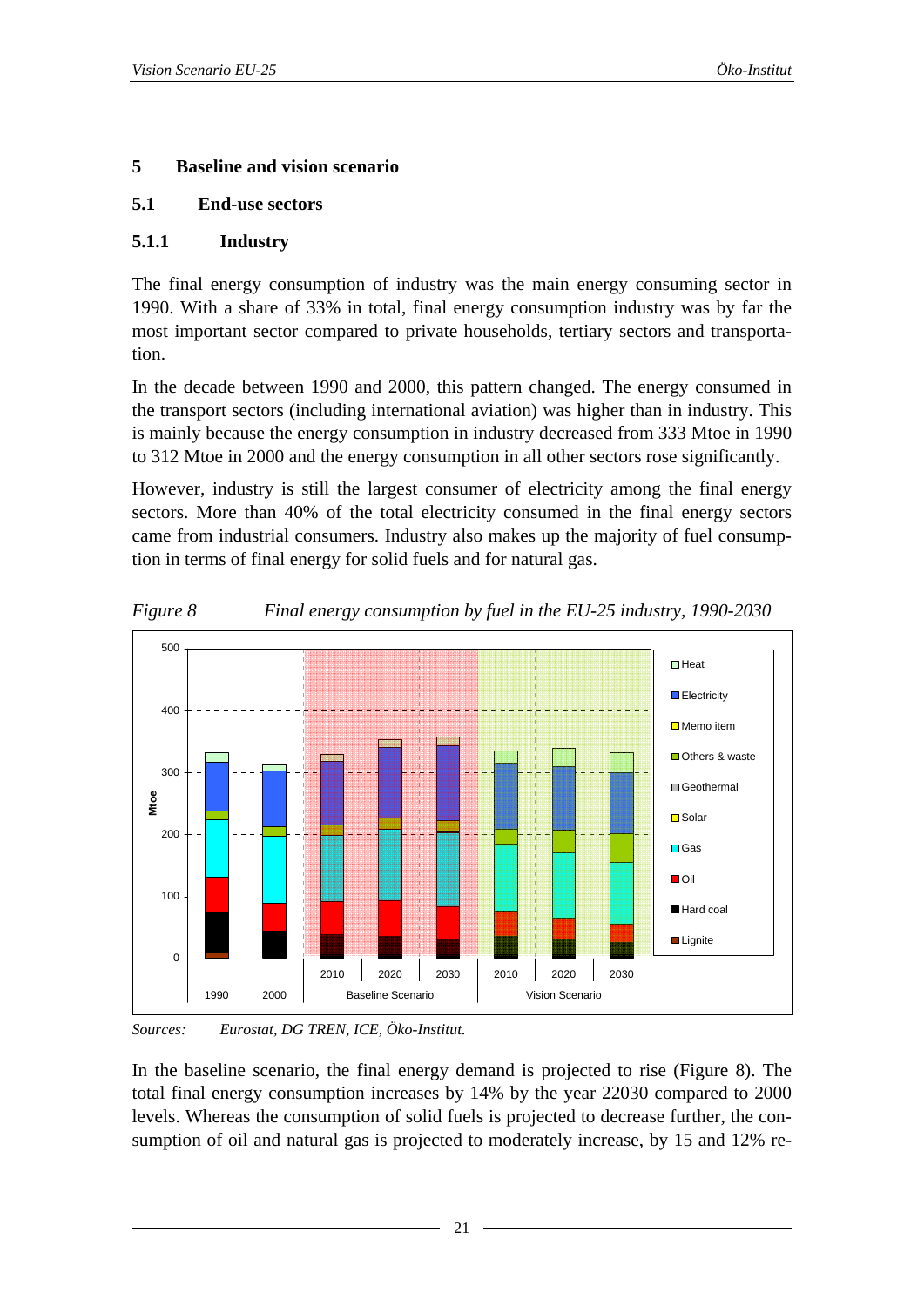# 5 Baseline and vision scenario

## 5.1 End-use sectors

### 5.1.1 Industry

The final energy consumption of industry was the main energy consuming sector in 1990. With a share of 33% in total, final energy consumption industry was by far the most important sector compared to private households, tertiary sectors and transportation.

In the decade between 1990 and 2000, this pattern changed. The energy consumed in the transport sectors (including international aviation) was higher than in industry. This is mainly because the energy consumption in industry decreased from 333 Mtoe in 1990 to 312 Mtoe in 2000 and the energy consumption in all other sectors rose significantly.

However, industry is still the largest consumer of electricity among the final energy sectors. More than 40% of the total electricity consumed in the final energy sectors came from industrial consumers. Industry also makes up the majority of fuel consumption in terms of final energy for solid fuels and for natural gas.

*Figure 8 Final energy consumption by fuel in the EU-25 industry, 1990-2030*

*Sources: Eurostat, DG TREN, ICE, Öko-Institut.*

In the baseline scenario, the final energy demand is projected to rise (Figure 8). The total final energy consumption increases by 14% by the year 22030 compared to 2000 levels. Whereas the consumption of solid fuels is projected to decrease further, the consumption of oil and natural gas is projected to moderately increase, by 15 and 12% re-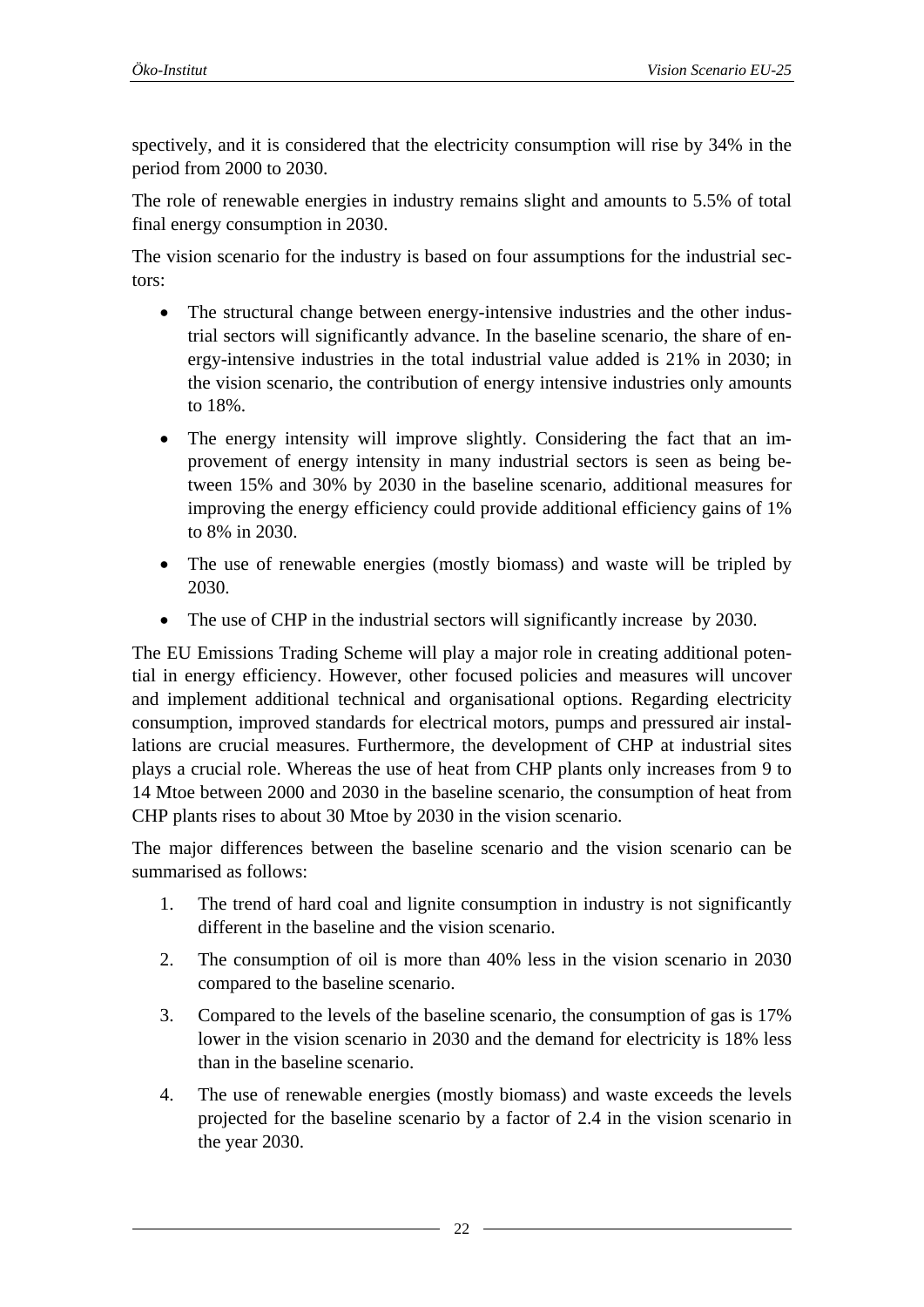spectively, and it is considered that the electricity consumption will rise by 34% in the period from 2000 to 2030.

The role of renewable energies in industry remains slight and amounts to 5.5% of total final energy consumption in 2030.

The vision scenario for the industry is based on four assumptions for the industrial sectors:

- The structural change between energy-intensive industries and the other industrial sectors will significantly advance. In the baseline scenario, the share of energy-intensive industries in the total industrial value added is 21% in 2030; in the vision scenario, the contribution of energy intensive industries only amounts to 18%.
- The energy intensity will improve slightly. Considering the fact that an improvement of energy intensity in many industrial sectors is seen as being between 15% and 30% by 2030 in the baseline scenario, additional measures for improving the energy efficiency could provide additional efficiency gains of 1% to 8% in 2030.
- The use of renewable energies (mostly biomass) and waste will be tripled by 2030.
- The use of CHP in the industrial sectors will significantly increase by 2030.

The EU Emissions Trading Scheme will play a major role in creating additional potential in energy efficiency. However, other focused policies and measures will uncover and implement additional technical and organisational options. Regarding electricity consumption, improved standards for electrical motors, pumps and pressured air installations are crucial measures. Furthermore, the development of CHP at industrial sites plays a crucial role. Whereas the use of heat from CHP plants only increases from 9 to 14 Mtoe between 2000 and 2030 in the baseline scenario, the consumption of heat from CHP plants rises to about 30 Mtoe by 2030 in the vision scenario.

The major differences between the baseline scenario and the vision scenario can be summarised as follows:

1. The trend of hard coal and lignite consumption in industry is not significantly different in the baseline and the vision scenario.
2. The consumption of oil is more than 40% less in the vision scenario in 2030 compared to the baseline scenario.
3. Compared to the levels of the baseline scenario, the consumption of gas is 17% lower in the vision scenario in 2030 and the demand for electricity is 18% less than in the baseline scenario.
4. The use of renewable energies (mostly biomass) and waste exceeds the levels projected for the baseline scenario by a factor of 2.4 in the vision scenario in the year 2030.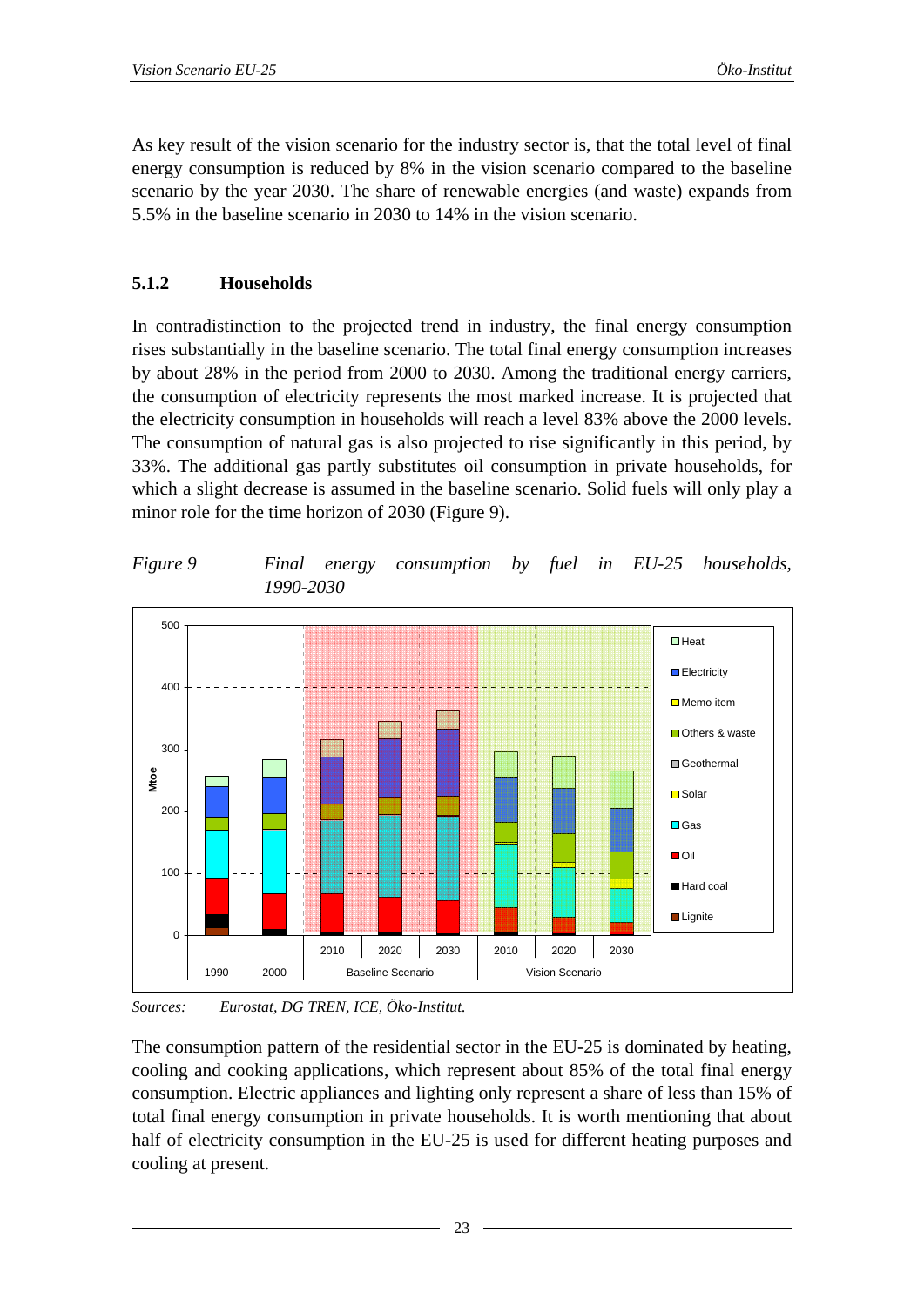As key result of the vision scenario for the industry sector is, that the total level of final energy consumption is reduced by 8% in the vision scenario compared to the baseline scenario by the year 2030. The share of renewable energies (and waste) expands from 5.5% in the baseline scenario in 2030 to 14% in the vision scenario.

### 5.1.2 Households

In contradistinction to the projected trend in industry, the final energy consumption rises substantially in the baseline scenario. The total final energy consumption increases by about 28% in the period from 2000 to 2030. Among the traditional energy carriers, the consumption of electricity represents the most marked increase. It is projected that the electricity consumption in households will reach a level 83% above the 2000 levels. The consumption of natural gas is also projected to rise significantly in this period, by 33%. The additional gas partly substitutes oil consumption in private households, for which a slight decrease is assumed in the baseline scenario. Solid fuels will only play a minor role for the time horizon of 2030 (Figure 9).

*Figure 9 Final energy consumption by fuel in EU-25 households, 1990-2030*

*Sources: Eurostat, DG TREN, ICE, Öko-Institut.*

The consumption pattern of the residential sector in the EU-25 is dominated by heating, cooling and cooking applications, which represent about 85% of the total final energy consumption. Electric appliances and lighting only represent a share of less than 15% of total final energy consumption in private households. It is worth mentioning that about half of electricity consumption in the EU-25 is used for different heating purposes and cooling at present.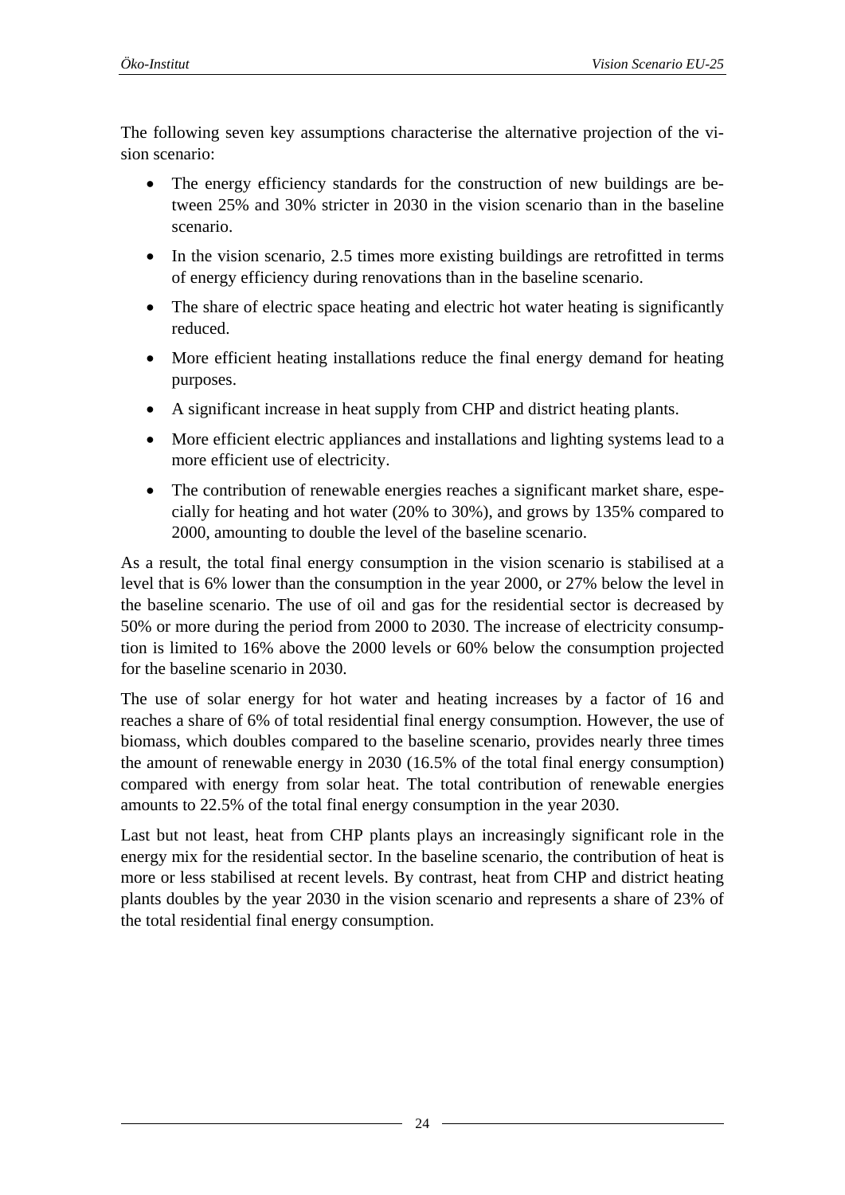The following seven key assumptions characterise the alternative projection of the vision scenario:

- The energy efficiency standards for the construction of new buildings are between 25% and 30% stricter in 2030 in the vision scenario than in the baseline scenario.
- In the vision scenario, 2.5 times more existing buildings are retrofitted in terms of energy efficiency during renovations than in the baseline scenario.
- The share of electric space heating and electric hot water heating is significantly reduced.
- More efficient heating installations reduce the final energy demand for heating purposes.
- A significant increase in heat supply from CHP and district heating plants.
- More efficient electric appliances and installations and lighting systems lead to a more efficient use of electricity.
- The contribution of renewable energies reaches a significant market share, especially for heating and hot water (20% to 30%), and grows by 135% compared to 2000, amounting to double the level of the baseline scenario.

As a result, the total final energy consumption in the vision scenario is stabilised at a level that is 6% lower than the consumption in the year 2000, or 27% below the level in the baseline scenario. The use of oil and gas for the residential sector is decreased by 50% or more during the period from 2000 to 2030. The increase of electricity consumption is limited to 16% above the 2000 levels or 60% below the consumption projected for the baseline scenario in 2030.

The use of solar energy for hot water and heating increases by a factor of 16 and reaches a share of 6% of total residential final energy consumption. However, the use of biomass, which doubles compared to the baseline scenario, provides nearly three times the amount of renewable energy in 2030 (16.5% of the total final energy consumption) compared with energy from solar heat. The total contribution of renewable energies amounts to 22.5% of the total final energy consumption in the year 2030.

Last but not least, heat from CHP plants plays an increasingly significant role in the energy mix for the residential sector. In the baseline scenario, the contribution of heat is more or less stabilised at recent levels. By contrast, heat from CHP and district heating plants doubles by the year 2030 in the vision scenario and represents a share of 23% of the total residential final energy consumption.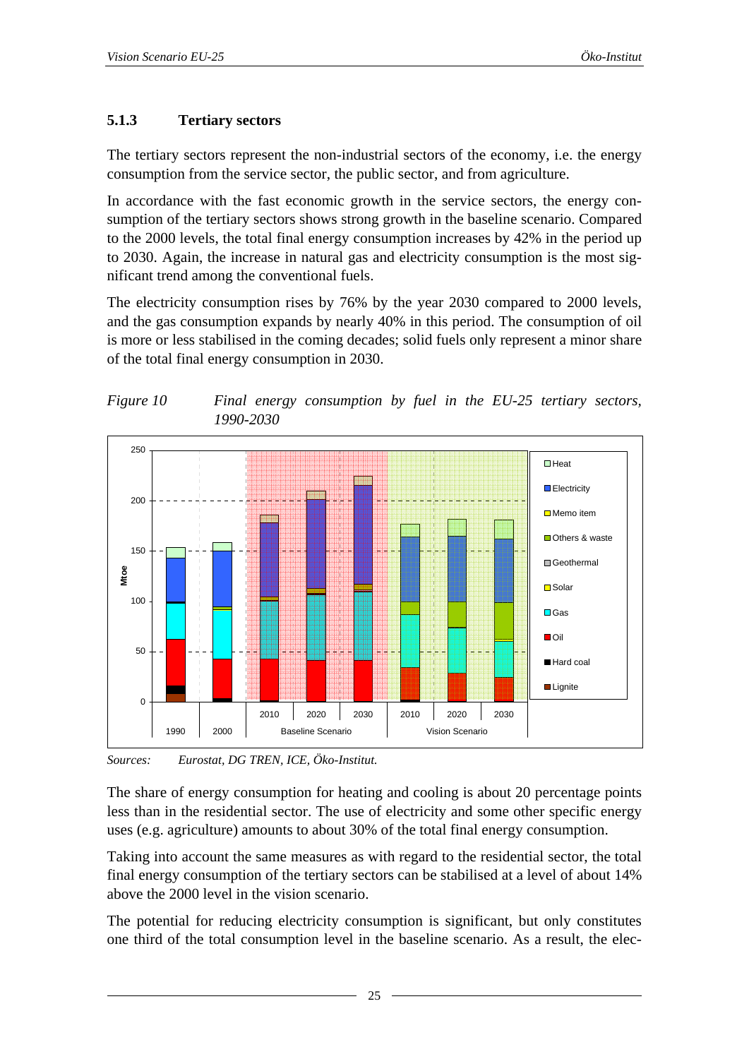### 5.1.3 Tertiary sectors

The tertiary sectors represent the non-industrial sectors of the economy, i.e. the energy consumption from the service sector, the public sector, and from agriculture.

In accordance with the fast economic growth in the service sectors, the energy consumption of the tertiary sectors shows strong growth in the baseline scenario. Compared to the 2000 levels, the total final energy consumption increases by 42% in the period up to 2030. Again, the increase in natural gas and electricity consumption is the most significant trend among the conventional fuels.

The electricity consumption rises by 76% by the year 2030 compared to 2000 levels, and the gas consumption expands by nearly 40% in this period. The consumption of oil is more or less stabilised in the coming decades; solid fuels only represent a minor share of the total final energy consumption in 2030.

*Figure 10 Final energy consumption by fuel in the EU-25 tertiary sectors, 1990-2030*

*Sources: Eurostat, DG TREN, ICE, Öko-Institut.*

The share of energy consumption for heating and cooling is about 20 percentage points less than in the residential sector. The use of electricity and some other specific energy uses (e.g. agriculture) amounts to about 30% of the total final energy consumption.

Taking into account the same measures as with regard to the residential sector, the total final energy consumption of the tertiary sectors can be stabilised at a level of about 14% above the 2000 level in the vision scenario.

The potential for reducing electricity consumption is significant, but only constitutes one third of the total consumption level in the baseline scenario. As a result, the elec-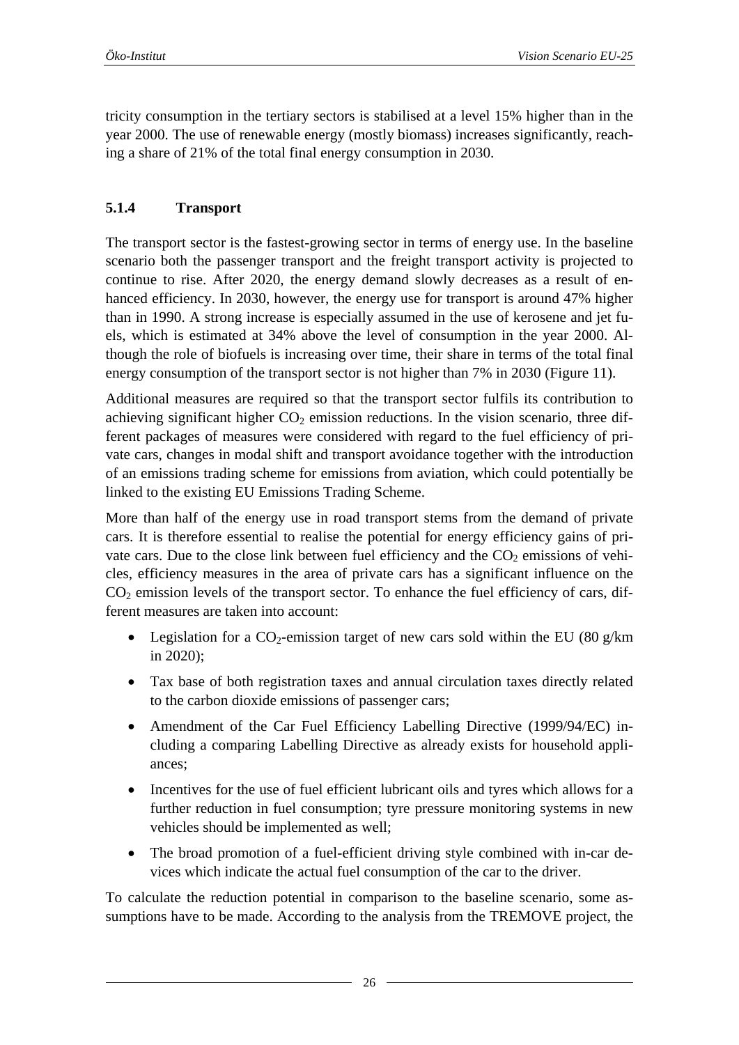tricity consumption in the tertiary sectors is stabilised at a level 15% higher than in the year 2000. The use of renewable energy (mostly biomass) increases significantly, reaching a share of 21% of the total final energy consumption in 2030.

### 5.1.4 Transport

The transport sector is the fastest-growing sector in terms of energy use. In the baseline scenario both the passenger transport and the freight transport activity is projected to continue to rise. After 2020, the energy demand slowly decreases as a result of enhanced efficiency. In 2030, however, the energy use for transport is around 47% higher than in 1990. A strong increase is especially assumed in the use of kerosene and jet fuels, which is estimated at 34% above the level of consumption in the year 2000. Although the role of biofuels is increasing over time, their share in terms of the total final energy consumption of the transport sector is not higher than 7% in 2030 (Figure 11).

Additional measures are required so that the transport sector fulfils its contribution to achieving significant higher $CO_2$ emission reductions. In the vision scenario, three different packages of measures were considered with regard to the fuel efficiency of private cars, changes in modal shift and transport avoidance together with the introduction of an emissions trading scheme for emissions from aviation, which could potentially be linked to the existing EU Emissions Trading Scheme.

More than half of the energy use in road transport stems from the demand of private cars. It is therefore essential to realise the potential for energy efficiency gains of private cars. Due to the close link between fuel efficiency and the $CO_2$ emissions of vehicles, efficiency measures in the area of private cars has a significant influence on the $CO_2$ emission levels of the transport sector. To enhance the fuel efficiency of cars, different measures are taken into account:

- Legislation for a $CO_2$-emission target of new cars sold within the EU (80 g/km in 2020);
- Tax base of both registration taxes and annual circulation taxes directly related to the carbon dioxide emissions of passenger cars;
- Amendment of the Car Fuel Efficiency Labelling Directive (1999/94/EC) including a comparing Labelling Directive as already exists for household appliances;
- Incentives for the use of fuel efficient lubricant oils and tyres which allows for a further reduction in fuel consumption; tyre pressure monitoring systems in new vehicles should be implemented as well;
- The broad promotion of a fuel-efficient driving style combined with in-car devices which indicate the actual fuel consumption of the car to the driver.

To calculate the reduction potential in comparison to the baseline scenario, some assumptions have to be made. According to the analysis from the TREMOVE project, the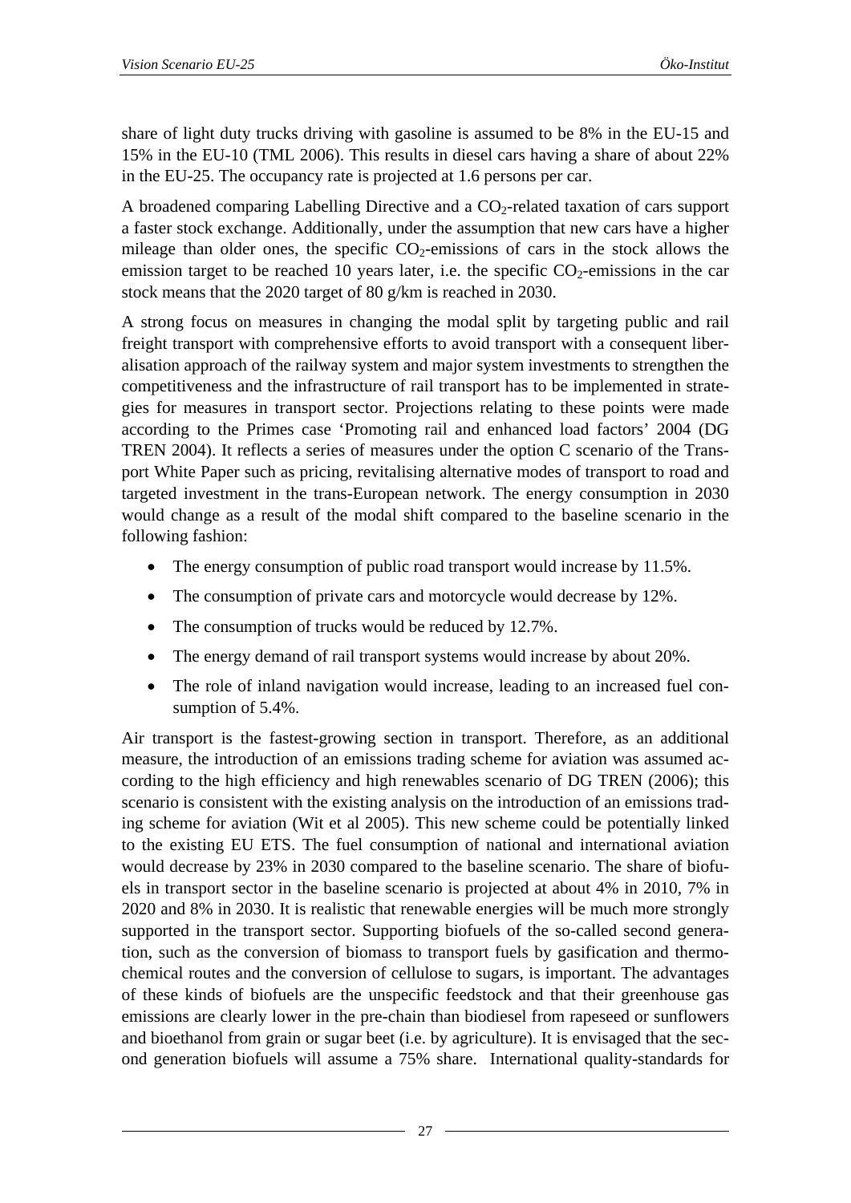share of light duty trucks driving with gasoline is assumed to be 8% in the EU-15 and 15% in the EU-10 (TML 2006). This results in diesel cars having a share of about 22% in the EU-25. The occupancy rate is projected at 1.6 persons per car.

A broadened comparing Labelling Directive and a $CO_2$-related taxation of cars support a faster stock exchange. Additionally, under the assumption that new cars have a higher mileage than older ones, the specific $CO_2$-emissions of cars in the stock allows the emission target to be reached 10 years later, i.e. the specific $CO_2$-emissions in the car stock means that the 2020 target of 80 g/km is reached in 2030.

A strong focus on measures in changing the modal split by targeting public and rail freight transport with comprehensive efforts to avoid transport with a consequent liberalisation approach of the railway system and major system investments to strengthen the competitiveness and the infrastructure of rail transport has to be implemented in strategies for measures in transport sector. Projections relating to these points were made according to the Primes case 'Promoting rail and enhanced load factors' 2004 (DG TREN 2004). It reflects a series of measures under the option C scenario of the Transport White Paper such as pricing, revitalising alternative modes of transport to road and targeted investment in the trans-European network. The energy consumption in 2030 would change as a result of the modal shift compared to the baseline scenario in the following fashion:

- The energy consumption of public road transport would increase by 11.5%.
- The consumption of private cars and motorcycle would decrease by 12%.
- The consumption of trucks would be reduced by 12.7%.
- The energy demand of rail transport systems would increase by about 20%.
- The role of inland navigation would increase, leading to an increased fuel consumption of 5.4%.

Air transport is the fastest-growing section in transport. Therefore, as an additional measure, the introduction of an emissions trading scheme for aviation was assumed according to the high efficiency and high renewables scenario of DG TREN (2006); this scenario is consistent with the existing analysis on the introduction of an emissions trading scheme for aviation (Wit et al 2005). This new scheme could be potentially linked to the existing EU ETS. The fuel consumption of national and international aviation would decrease by 23% in 2030 compared to the baseline scenario. The share of biofuels in transport sector in the baseline scenario is projected at about 4% in 2010, 7% in 2020 and 8% in 2030. It is realistic that renewable energies will be much more strongly supported in the transport sector. Supporting biofuels of the so-called second generation, such as the conversion of biomass to transport fuels by gasification and thermochemical routes and the conversion of cellulose to sugars, is important. The advantages of these kinds of biofuels are the unspecific feedstock and that their greenhouse gas emissions are clearly lower in the pre-chain than biodiesel from rapeseed or sunflowers and bioethanol from grain or sugar beet (i.e. by agriculture). It is envisaged that the second generation biofuels will assume a 75% share. International quality-standards for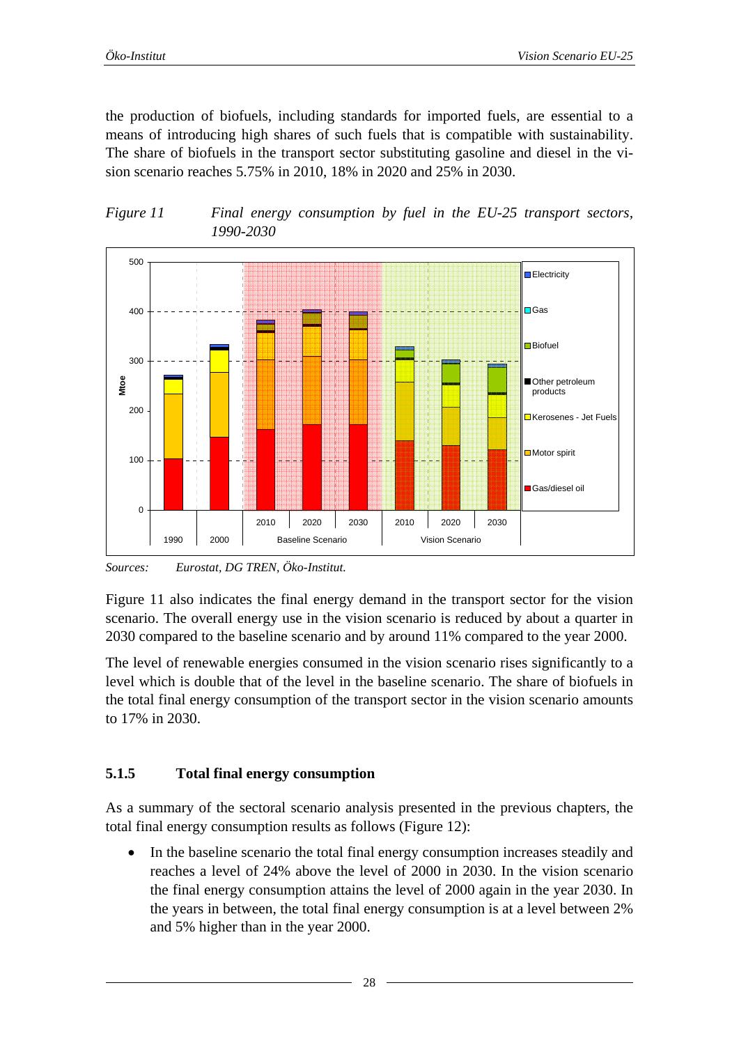the production of biofuels, including standards for imported fuels, are essential to a means of introducing high shares of such fuels that is compatible with sustainability. The share of biofuels in the transport sector substituting gasoline and diesel in the vision scenario reaches 5.75% in 2010, 18% in 2020 and 25% in 2030.

*Figure 11 Final energy consumption by fuel in the EU-25 transport sectors, 1990-2030*

*Sources: Eurostat, DG TREN, Öko-Institut.*

Figure 11 also indicates the final energy demand in the transport sector for the vision scenario. The overall energy use in the vision scenario is reduced by about a quarter in 2030 compared to the baseline scenario and by around 11% compared to the year 2000.

The level of renewable energies consumed in the vision scenario rises significantly to a level which is double that of the level in the baseline scenario. The share of biofuels in the total final energy consumption of the transport sector in the vision scenario amounts to 17% in 2030.

### 5.1.5 Total final energy consumption

As a summary of the sectoral scenario analysis presented in the previous chapters, the total final energy consumption results as follows (Figure 12):

- In the baseline scenario the total final energy consumption increases steadily and reaches a level of 24% above the level of 2000 in 2030. In the vision scenario the final energy consumption attains the level of 2000 again in the year 2030. In the years in between, the total final energy consumption is at a level between 2% and 5% higher than in the year 2000.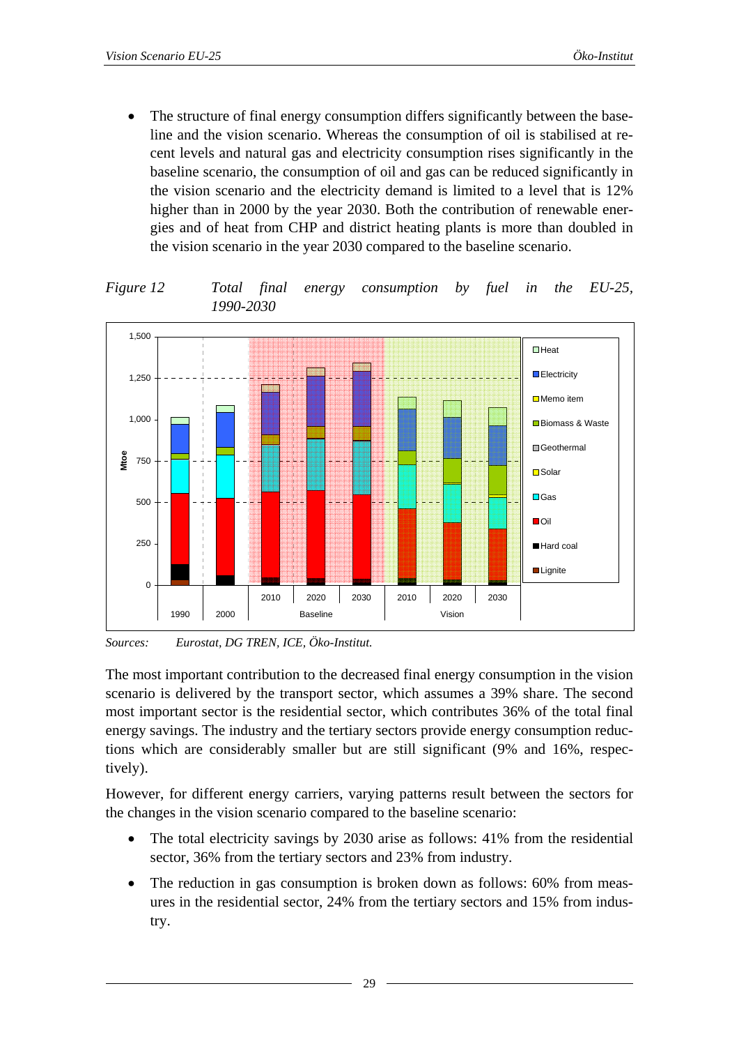- The structure of final energy consumption differs significantly between the baseline and the vision scenario. Whereas the consumption of oil is stabilised at recent levels and natural gas and electricity consumption rises significantly in the baseline scenario, the consumption of oil and gas can be reduced significantly in the vision scenario and the electricity demand is limited to a level that is 12% higher than in 2000 by the year 2030. Both the contribution of renewable energies and of heat from CHP and district heating plants is more than doubled in the vision scenario in the year 2030 compared to the baseline scenario.

*Figure 12 Total final energy consumption by fuel in the EU-25, 1990-2030*

*Sources: Eurostat, DG TREN, ICE, Öko-Institut.*

The most important contribution to the decreased final energy consumption in the vision scenario is delivered by the transport sector, which assumes a 39% share. The second most important sector is the residential sector, which contributes 36% of the total final energy savings. The industry and the tertiary sectors provide energy consumption reductions which are considerably smaller but are still significant (9% and 16%, respectively).

However, for different energy carriers, varying patterns result between the sectors for the changes in the vision scenario compared to the baseline scenario:

- The total electricity savings by 2030 arise as follows: 41% from the residential sector, 36% from the tertiary sectors and 23% from industry.
- The reduction in gas consumption is broken down as follows: 60% from measures in the residential sector, 24% from the tertiary sectors and 15% from industry.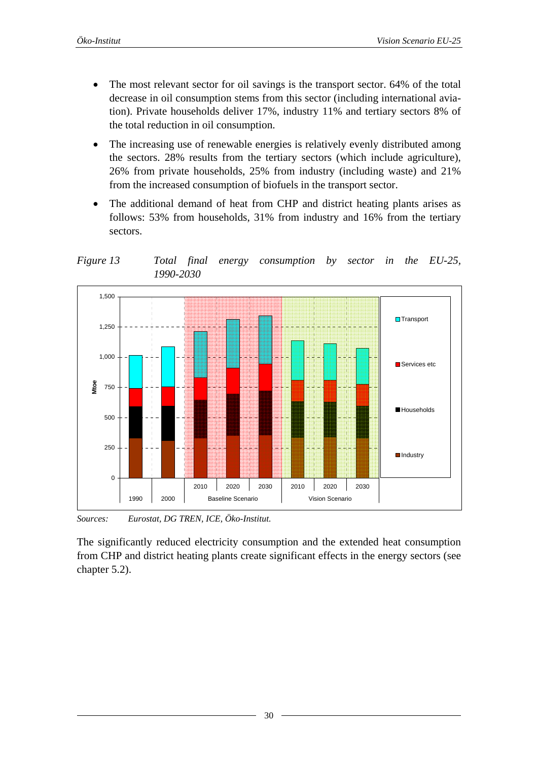- The most relevant sector for oil savings is the transport sector. 64% of the total decrease in oil consumption stems from this sector (including international aviation). Private households deliver 17%, industry 11% and tertiary sectors 8% of the total reduction in oil consumption.
- The increasing use of renewable energies is relatively evenly distributed among the sectors. 28% results from the tertiary sectors (which include agriculture), 26% from private households, 25% from industry (including waste) and 21% from the increased consumption of biofuels in the transport sector.
- The additional demand of heat from CHP and district heating plants arises as follows: 53% from households, 31% from industry and 16% from the tertiary sectors.

*Figure 13 Total final energy consumption by sector in the EU-25, 1990-2030*

*Sources: Eurostat, DG TREN, ICE, Öko-Institut.*

The significantly reduced electricity consumption and the extended heat consumption from CHP and district heating plants create significant effects in the energy sectors (see chapter 5.2).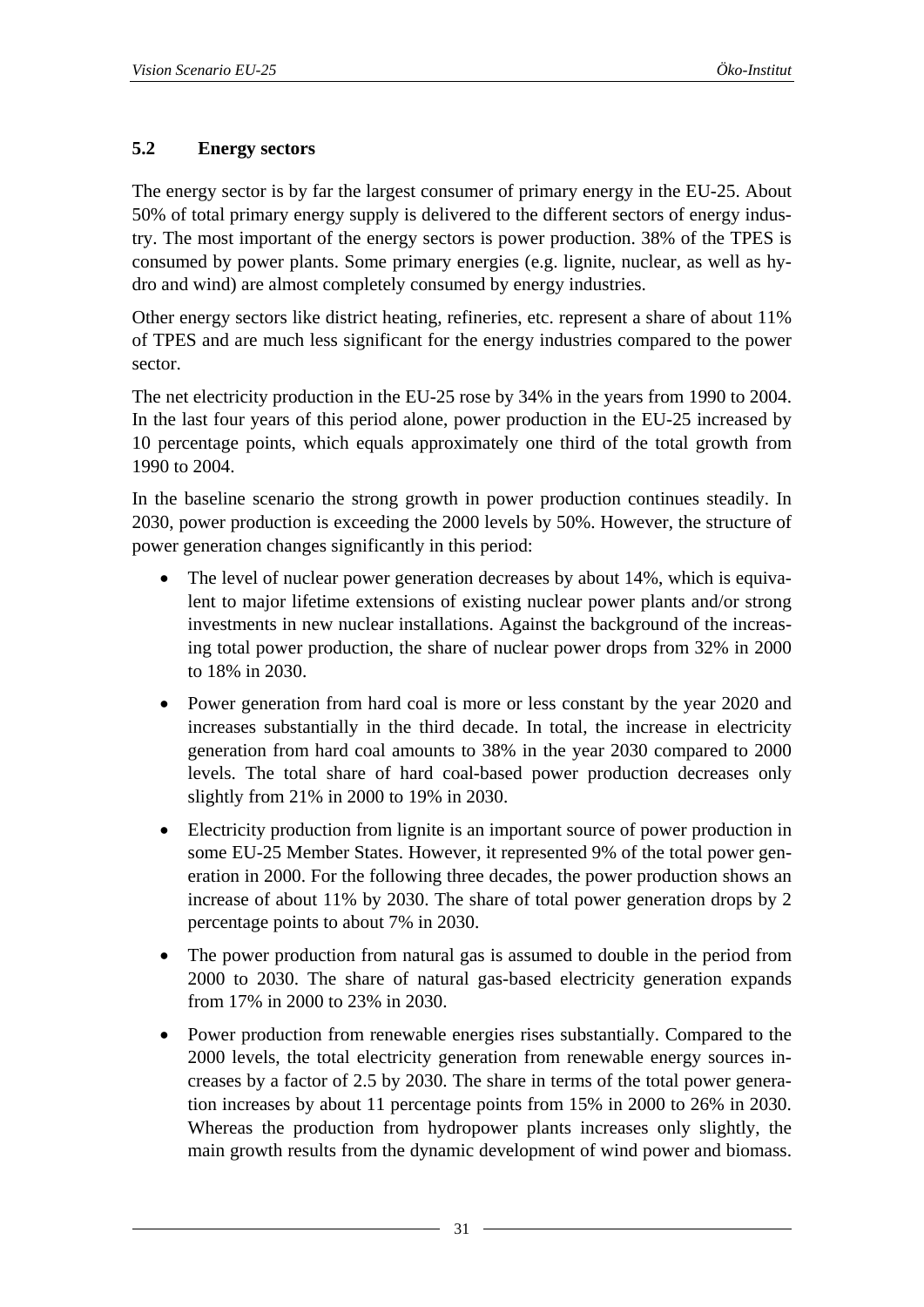## 5.2 Energy sectors

The energy sector is by far the largest consumer of primary energy in the EU-25. About 50% of total primary energy supply is delivered to the different sectors of energy industry. The most important of the energy sectors is power production. 38% of the TPES is consumed by power plants. Some primary energies (e.g. lignite, nuclear, as well as hydro and wind) are almost completely consumed by energy industries.

Other energy sectors like district heating, refineries, etc. represent a share of about 11% of TPES and are much less significant for the energy industries compared to the power sector.

The net electricity production in the EU-25 rose by 34% in the years from 1990 to 2004. In the last four years of this period alone, power production in the EU-25 increased by 10 percentage points, which equals approximately one third of the total growth from 1990 to 2004.

In the baseline scenario the strong growth in power production continues steadily. In 2030, power production is exceeding the 2000 levels by 50%. However, the structure of power generation changes significantly in this period:

- The level of nuclear power generation decreases by about 14%, which is equivalent to major lifetime extensions of existing nuclear power plants and/or strong investments in new nuclear installations. Against the background of the increasing total power production, the share of nuclear power drops from 32% in 2000 to 18% in 2030.
- Power generation from hard coal is more or less constant by the year 2020 and increases substantially in the third decade. In total, the increase in electricity generation from hard coal amounts to 38% in the year 2030 compared to 2000 levels. The total share of hard coal-based power production decreases only slightly from 21% in 2000 to 19% in 2030.
- Electricity production from lignite is an important source of power production in some EU-25 Member States. However, it represented 9% of the total power generation in 2000. For the following three decades, the power production shows an increase of about 11% by 2030. The share of total power generation drops by 2 percentage points to about 7% in 2030.
- The power production from natural gas is assumed to double in the period from 2000 to 2030. The share of natural gas-based electricity generation expands from 17% in 2000 to 23% in 2030.
- Power production from renewable energies rises substantially. Compared to the 2000 levels, the total electricity generation from renewable energy sources increases by a factor of 2.5 by 2030. The share in terms of the total power generation increases by about 11 percentage points from 15% in 2000 to 26% in 2030. Whereas the production from hydropower plants increases only slightly, the main growth results from the dynamic development of wind power and biomass.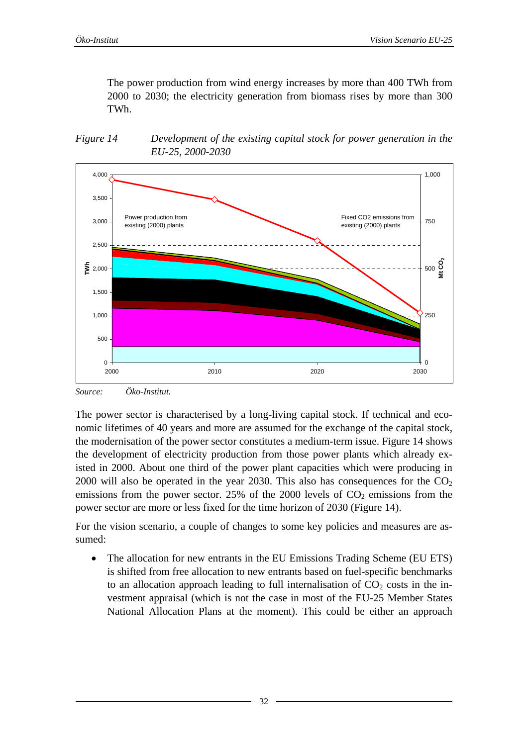The power production from wind energy increases by more than 400 TWh from 2000 to 2030; the electricity generation from biomass rises by more than 300 TWh.

*Figure 14 Development of the existing capital stock for power generation in the EU-25, 2000-2030*

*Source: Öko-Institut.*

The power sector is characterised by a long-living capital stock. If technical and economic lifetimes of 40 years and more are assumed for the exchange of the capital stock, the modernisation of the power sector constitutes a medium-term issue. Figure 14 shows the development of electricity production from those power plants which already existed in 2000. About one third of the power plant capacities which were producing in 2000 will also be operated in the year 2030. This also has consequences for the $CO_2$ emissions from the power sector. 25% of the 2000 levels of $CO_2$ emissions from the power sector are more or less fixed for the time horizon of 2030 (Figure 14).

For the vision scenario, a couple of changes to some key policies and measures are assumed:

- The allocation for new entrants in the EU Emissions Trading Scheme (EU ETS) is shifted from free allocation to new entrants based on fuel-specific benchmarks to an allocation approach leading to full internalisation of $CO_2$ costs in the investment appraisal (which is not the case in most of the EU-25 Member States National Allocation Plans at the moment). This could be either an approach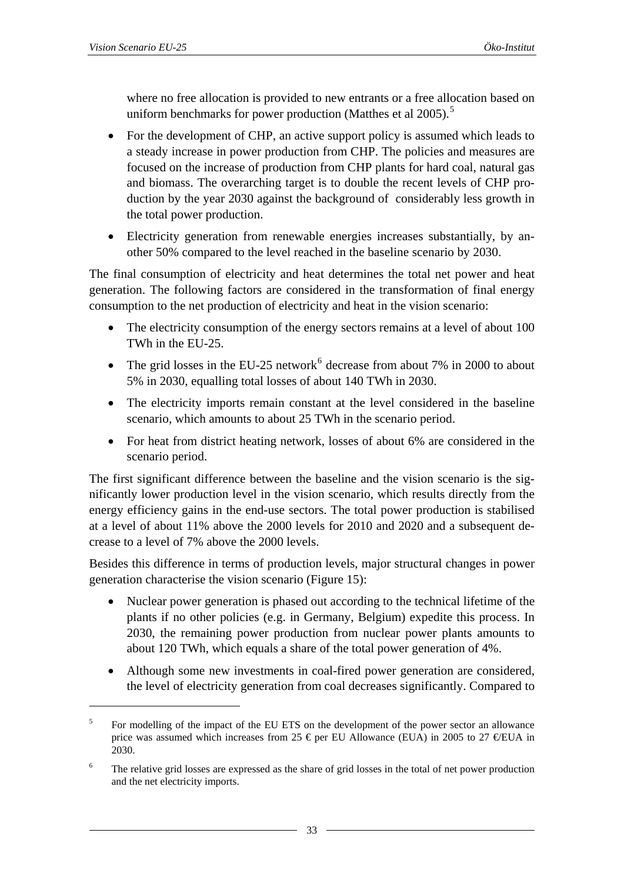where no free allocation is provided to new entrants or a free allocation based on uniform benchmarks for power production (Matthes et al 2005).[5]

- For the development of CHP, an active support policy is assumed which leads to a steady increase in power production from CHP. The policies and measures are focused on the increase of production from CHP plants for hard coal, natural gas and biomass. The overarching target is to double the recent levels of CHP production by the year 2030 against the background of considerably less growth in the total power production.
- Electricity generation from renewable energies increases substantially, by another 50% compared to the level reached in the baseline scenario by 2030.

The final consumption of electricity and heat determines the total net power and heat generation. The following factors are considered in the transformation of final energy consumption to the net production of electricity and heat in the vision scenario:

- The electricity consumption of the energy sectors remains at a level of about 100 TWh in the EU-25.
- The grid losses in the EU-25 network[6] decrease from about 7% in 2000 to about 5% in 2030, equalling total losses of about 140 TWh in 2030.
- The electricity imports remain constant at the level considered in the baseline scenario, which amounts to about 25 TWh in the scenario period.
- For heat from district heating network, losses of about 6% are considered in the scenario period.

The first significant difference between the baseline and the vision scenario is the significantly lower production level in the vision scenario, which results directly from the energy efficiency gains in the end-use sectors. The total power production is stabilised at a level of about 11% above the 2000 levels for 2010 and 2020 and a subsequent decrease to a level of 7% above the 2000 levels.

Besides this difference in terms of production levels, major structural changes in power generation characterise the vision scenario (Figure 15):

- Nuclear power generation is phased out according to the technical lifetime of the plants if no other policies (e.g. in Germany, Belgium) expedite this process. In 2030, the remaining power production from nuclear power plants amounts to about 120 TWh, which equals a share of the total power generation of 4%.
- Although some new investments in coal-fired power generation are considered, the level of electricity generation from coal decreases significantly. Compared to

---

[5] For modelling of the impact of the EU ETS on the development of the power sector an allowance price was assumed which increases from 25 € per EU Allowance (EUA) in 2005 to 27 €/EUA in 2030.

[6] The relative grid losses are expressed as the share of grid losses in the total of net power production and the net electricity imports.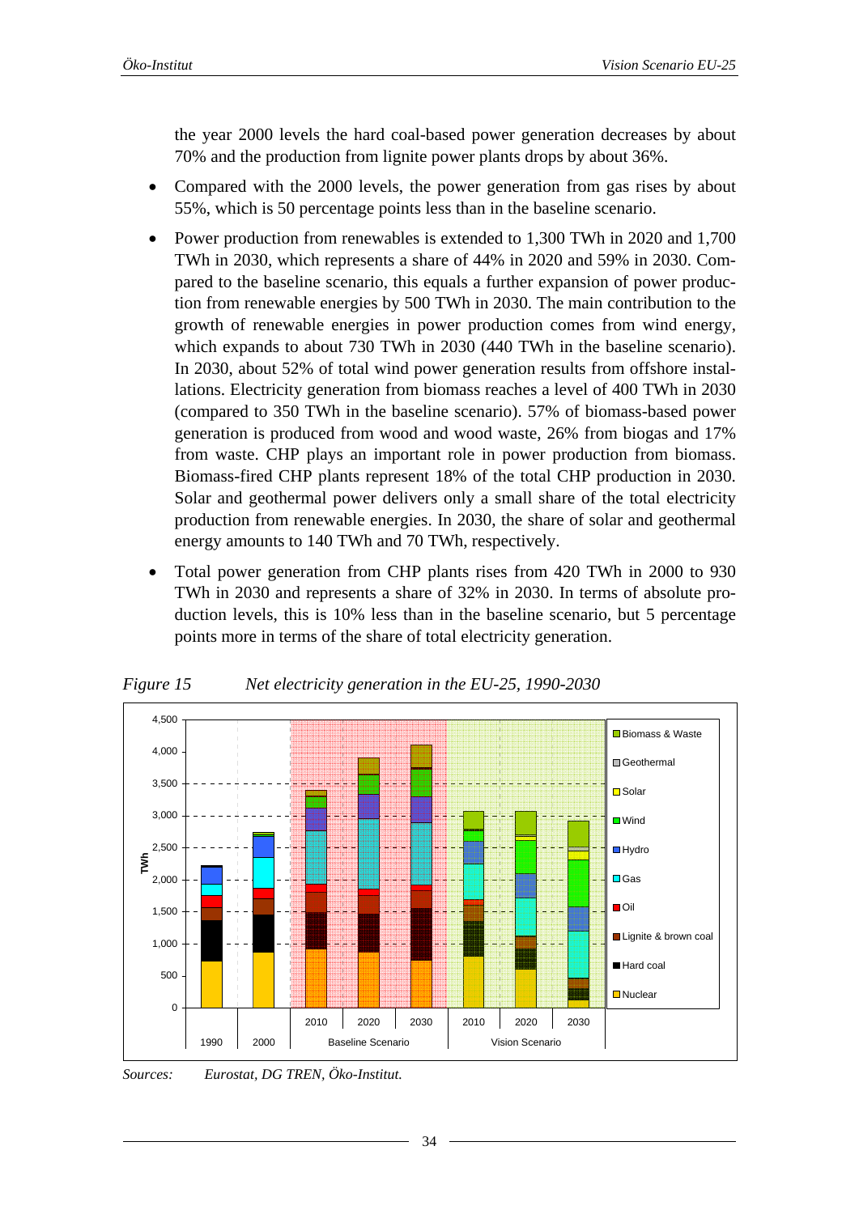the year 2000 levels the hard coal-based power generation decreases by about 70% and the production from lignite power plants drops by about 36%.

- Compared with the 2000 levels, the power generation from gas rises by about 55%, which is 50 percentage points less than in the baseline scenario.
- Power production from renewables is extended to 1,300 TWh in 2020 and 1,700 TWh in 2030, which represents a share of 44% in 2020 and 59% in 2030. Compared to the baseline scenario, this equals a further expansion of power production from renewable energies by 500 TWh in 2030. The main contribution to the growth of renewable energies in power production comes from wind energy, which expands to about 730 TWh in 2030 (440 TWh in the baseline scenario). In 2030, about 52% of total wind power generation results from offshore installations. Electricity generation from biomass reaches a level of 400 TWh in 2030 (compared to 350 TWh in the baseline scenario). 57% of biomass-based power generation is produced from wood and wood waste, 26% from biogas and 17% from waste. CHP plays an important role in power production from biomass. Biomass-fired CHP plants represent 18% of the total CHP production in 2030. Solar and geothermal power delivers only a small share of the total electricity production from renewable energies. In 2030, the share of solar and geothermal energy amounts to 140 TWh and 70 TWh, respectively.
- Total power generation from CHP plants rises from 420 TWh in 2000 to 930 TWh in 2030 and represents a share of 32% in 2030. In terms of absolute production levels, this is 10% less than in the baseline scenario, but 5 percentage points more in terms of the share of total electricity generation.

*Figure 15 Net electricity generation in the EU-25, 1990-2030*

*Sources: Eurostat, DG TREN, Öko-Institut.*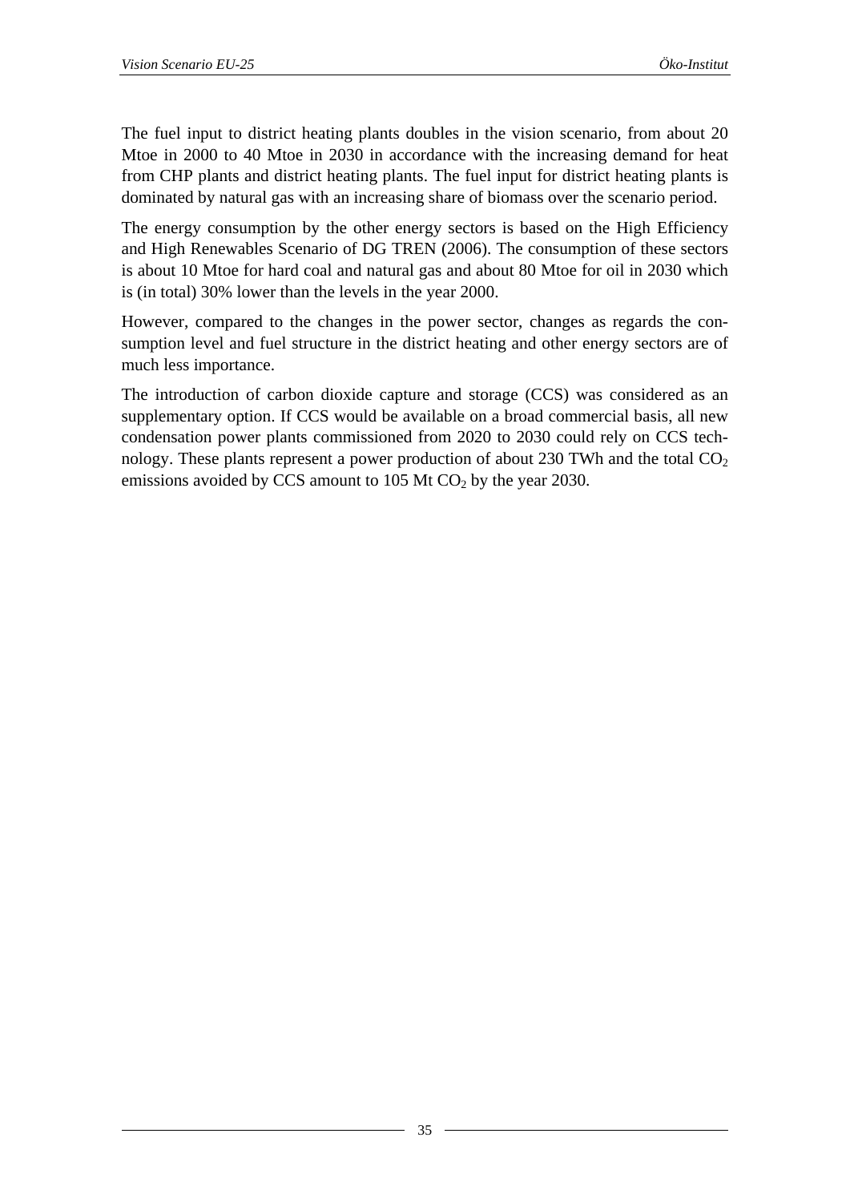The fuel input to district heating plants doubles in the vision scenario, from about 20 Mtoe in 2000 to 40 Mtoe in 2030 in accordance with the increasing demand for heat from CHP plants and district heating plants. The fuel input for district heating plants is dominated by natural gas with an increasing share of biomass over the scenario period.

The energy consumption by the other energy sectors is based on the High Efficiency and High Renewables Scenario of DG TREN (2006). The consumption of these sectors is about 10 Mtoe for hard coal and natural gas and about 80 Mtoe for oil in 2030 which is (in total) 30% lower than the levels in the year 2000.

However, compared to the changes in the power sector, changes as regards the consumption level and fuel structure in the district heating and other energy sectors are of much less importance.

The introduction of carbon dioxide capture and storage (CCS) was considered as an supplementary option. If CCS would be available on a broad commercial basis, all new condensation power plants commissioned from 2020 to 2030 could rely on CCS technology. These plants represent a power production of about 230 TWh and the total $CO_2$ emissions avoided by CCS amount to 105 Mt $CO_2$ by the year 2030.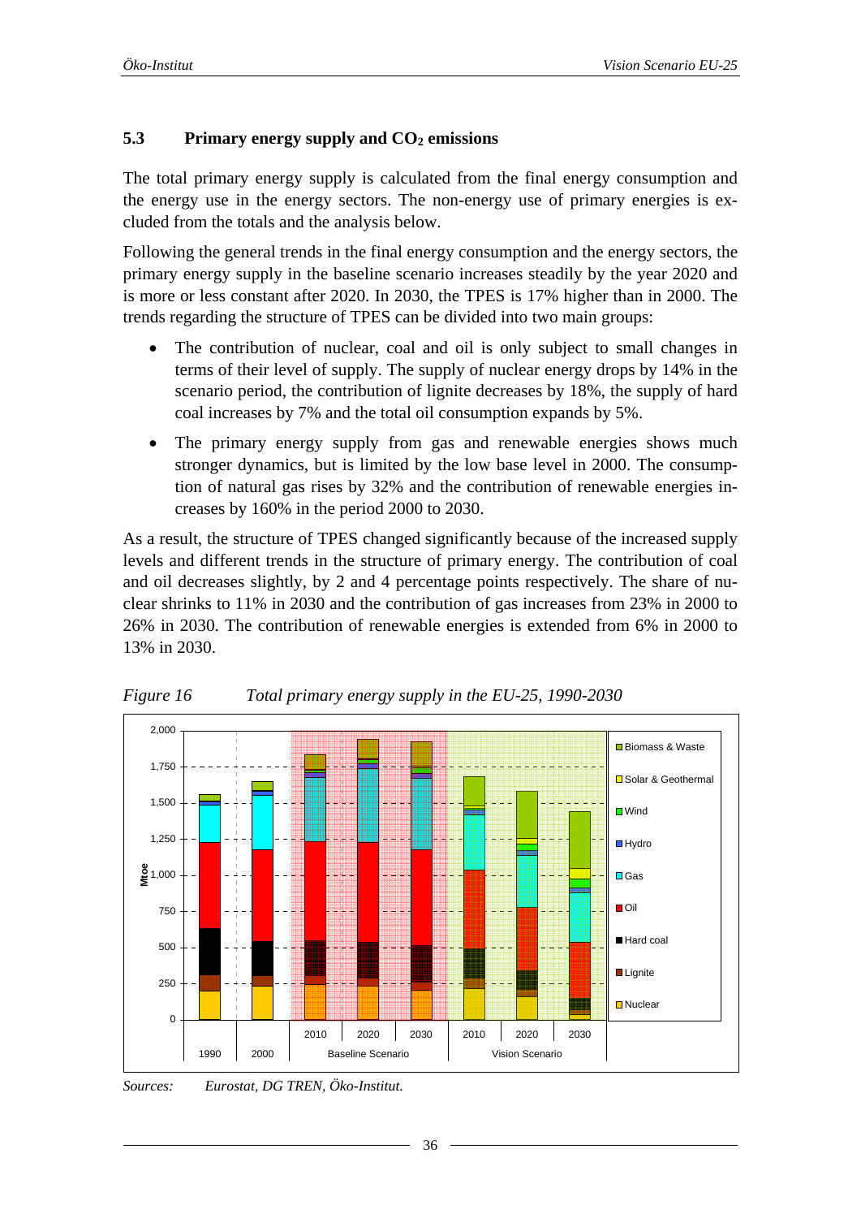### 5.3 Primary energy supply and $CO_2$ emissions

The total primary energy supply is calculated from the final energy consumption and the energy use in the energy sectors. The non-energy use of primary energies is excluded from the totals and the analysis below.

Following the general trends in the final energy consumption and the energy sectors, the primary energy supply in the baseline scenario increases steadily by the year 2020 and is more or less constant after 2020. In 2030, the TPES is 17% higher than in 2000. The trends regarding the structure of TPES can be divided into two main groups:

- The contribution of nuclear, coal and oil is only subject to small changes in terms of their level of supply. The supply of nuclear energy drops by 14% in the scenario period, the contribution of lignite decreases by 18%, the supply of hard coal increases by 7% and the total oil consumption expands by 5%.
- The primary energy supply from gas and renewable energies shows much stronger dynamics, but is limited by the low base level in 2000. The consumption of natural gas rises by 32% and the contribution of renewable energies increases by 160% in the period 2000 to 2030.

As a result, the structure of TPES changed significantly because of the increased supply levels and different trends in the structure of primary energy. The contribution of coal and oil decreases slightly, by 2 and 4 percentage points respectively. The share of nuclear shrinks to 11% in 2030 and the contribution of gas increases from 23% in 2000 to 26% in 2030. The contribution of renewable energies is extended from 6% in 2000 to 13% in 2030.

*Figure 16 Total primary energy supply in the EU-25, 1990-2030*

*Sources: Eurostat, DG TREN, Öko-Institut.*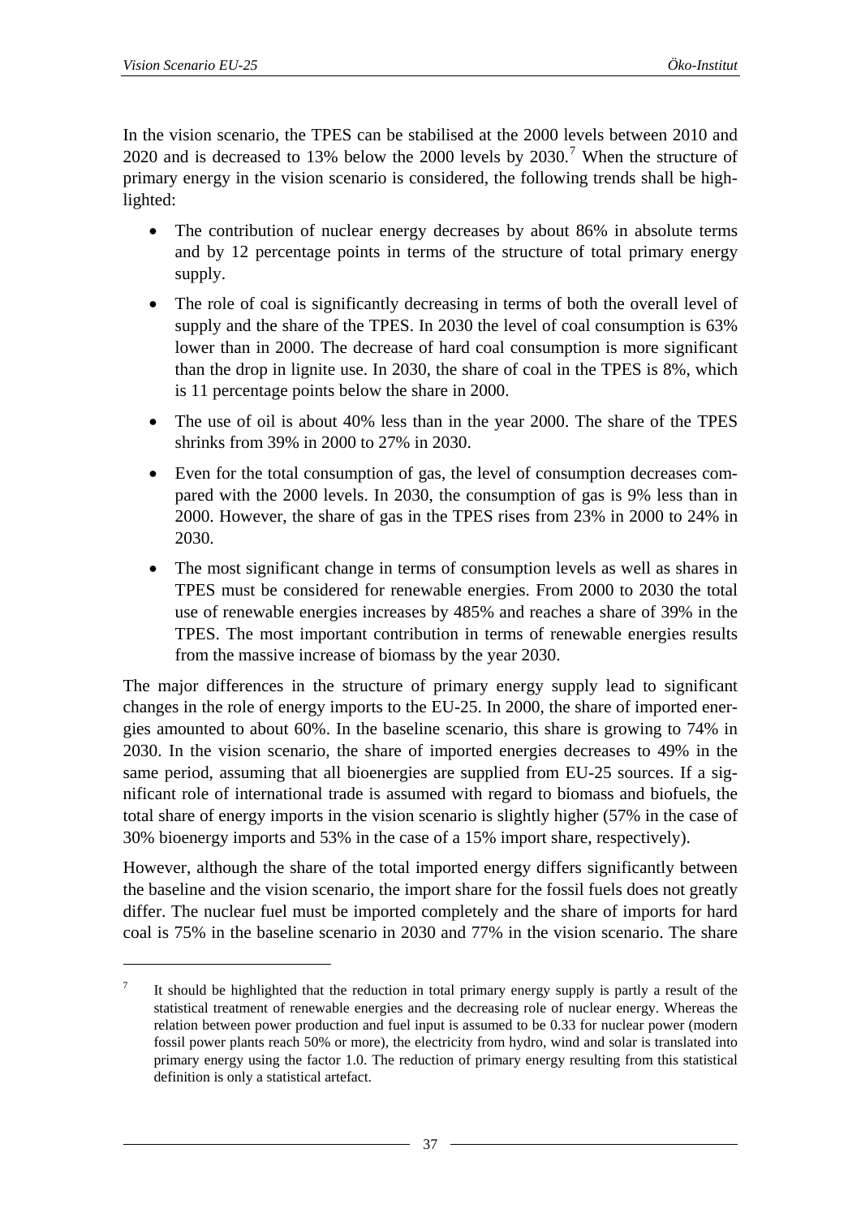In the vision scenario, the TPES can be stabilised at the 2000 levels between 2010 and 2020 and is decreased to 13% below the 2000 levels by 2030.[7] When the structure of primary energy in the vision scenario is considered, the following trends shall be highlighted:

- The contribution of nuclear energy decreases by about 86% in absolute terms and by 12 percentage points in terms of the structure of total primary energy supply.
- The role of coal is significantly decreasing in terms of both the overall level of supply and the share of the TPES. In 2030 the level of coal consumption is 63% lower than in 2000. The decrease of hard coal consumption is more significant than the drop in lignite use. In 2030, the share of coal in the TPES is 8%, which is 11 percentage points below the share in 2000.
- The use of oil is about 40% less than in the year 2000. The share of the TPES shrinks from 39% in 2000 to 27% in 2030.
- Even for the total consumption of gas, the level of consumption decreases compared with the 2000 levels. In 2030, the consumption of gas is 9% less than in 2000. However, the share of gas in the TPES rises from 23% in 2000 to 24% in 2030.
- The most significant change in terms of consumption levels as well as shares in TPES must be considered for renewable energies. From 2000 to 2030 the total use of renewable energies increases by 485% and reaches a share of 39% in the TPES. The most important contribution in terms of renewable energies results from the massive increase of biomass by the year 2030.

The major differences in the structure of primary energy supply lead to significant changes in the role of energy imports to the EU-25. In 2000, the share of imported energies amounted to about 60%. In the baseline scenario, this share is growing to 74% in 2030. In the vision scenario, the share of imported energies decreases to 49% in the same period, assuming that all bioenergies are supplied from EU-25 sources. If a significant role of international trade is assumed with regard to biomass and biofuels, the total share of energy imports in the vision scenario is slightly higher (57% in the case of 30% bioenergy imports and 53% in the case of a 15% import share, respectively).

However, although the share of the total imported energy differs significantly between the baseline and the vision scenario, the import share for the fossil fuels does not greatly differ. The nuclear fuel must be imported completely and the share of imports for hard coal is 75% in the baseline scenario in 2030 and 77% in the vision scenario. The share

[7] It should be highlighted that the reduction in total primary energy supply is partly a result of the statistical treatment of renewable energies and the decreasing role of nuclear energy. Whereas the relation between power production and fuel input is assumed to be 0.33 for nuclear power (modern fossil power plants reach 50% or more), the electricity from hydro, wind and solar is translated into primary energy using the factor 1.0. The reduction of primary energy resulting from this statistical definition is only a statistical artefact.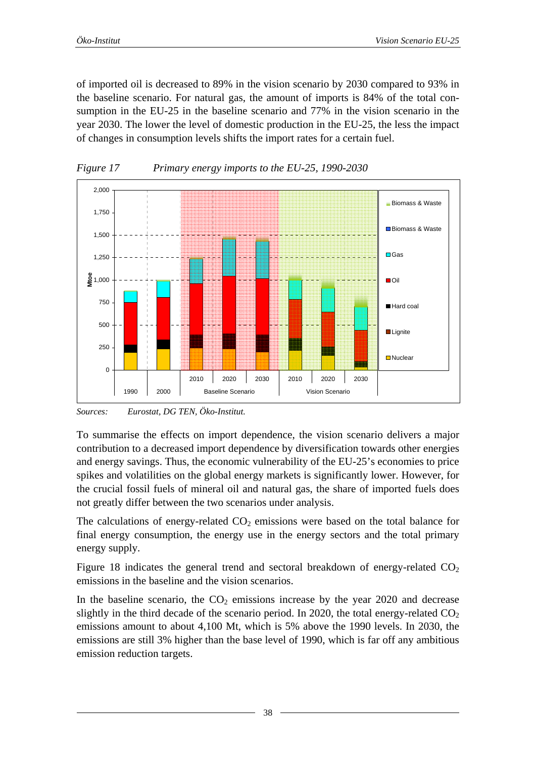of imported oil is decreased to 89% in the vision scenario by 2030 compared to 93% in the baseline scenario. For natural gas, the amount of imports is 84% of the total consumption in the EU-25 in the baseline scenario and 77% in the vision scenario in the year 2030. The lower the level of domestic production in the EU-25, the less the impact of changes in consumption levels shifts the import rates for a certain fuel.

*Figure 17 Primary energy imports to the EU-25, 1990-2030*

*Sources: Eurostat, DG TEN, Öko-Institut.*

To summarise the effects on import dependence, the vision scenario delivers a major contribution to a decreased import dependence by diversification towards other energies and energy savings. Thus, the economic vulnerability of the EU-25's economies to price spikes and volatilities on the global energy markets is significantly lower. However, for the crucial fossil fuels of mineral oil and natural gas, the share of imported fuels does not greatly differ between the two scenarios under analysis.

The calculations of energy-related $CO_2$ emissions were based on the total balance for final energy consumption, the energy use in the energy sectors and the total primary energy supply.

Figure 18 indicates the general trend and sectoral breakdown of energy-related $CO_2$ emissions in the baseline and the vision scenarios.

In the baseline scenario, the $CO_2$ emissions increase by the year 2020 and decrease slightly in the third decade of the scenario period. In 2020, the total energy-related $CO_2$ emissions amount to about 4,100 Mt, which is 5% above the 1990 levels. In 2030, the emissions are still 3% higher than the base level of 1990, which is far off any ambitious emission reduction targets.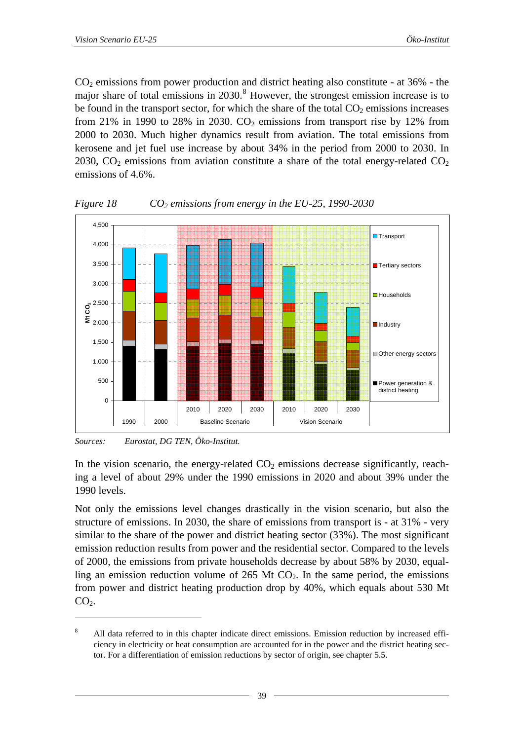$CO_2$ emissions from power production and district heating also constitute - at 36% - the major share of total emissions in 2030.[8] However, the strongest emission increase is to be found in the transport sector, for which the share of the total $CO_2$ emissions increases from 21% in 1990 to 28% in 2030. $CO_2$ emissions from transport rise by 12% from 2000 to 2030. Much higher dynamics result from aviation. The total emissions from kerosene and jet fuel use increase by about 34% in the period from 2000 to 2030. In 2030, $CO_2$ emissions from aviation constitute a share of the total energy-related $CO_2$ emissions of 4.6%.

*Figure 18 $CO_2$ emissions from energy in the EU-25, 1990-2030*

*Sources: Eurostat, DG TEN, Öko-Institut.*

In the vision scenario, the energy-related $CO_2$ emissions decrease significantly, reaching a level of about 29% under the 1990 emissions in 2020 and about 39% under the 1990 levels.

Not only the emissions level changes drastically in the vision scenario, but also the structure of emissions. In 2030, the share of emissions from transport is - at 31% - very similar to the share of the power and district heating sector (33%). The most significant emission reduction results from power and the residential sector. Compared to the levels of 2000, the emissions from private households decrease by about 58% by 2030, equalling an emission reduction volume of 265 Mt $CO_2$. In the same period, the emissions from power and district heating production drop by 40%, which equals about 530 Mt $CO_2$.

---

[8] All data referred to in this chapter indicate direct emissions. Emission reduction by increased efficiency in electricity or heat consumption are accounted for in the power and the district heating sector. For a differentiation of emission reductions by sector of origin, see chapter 5.5.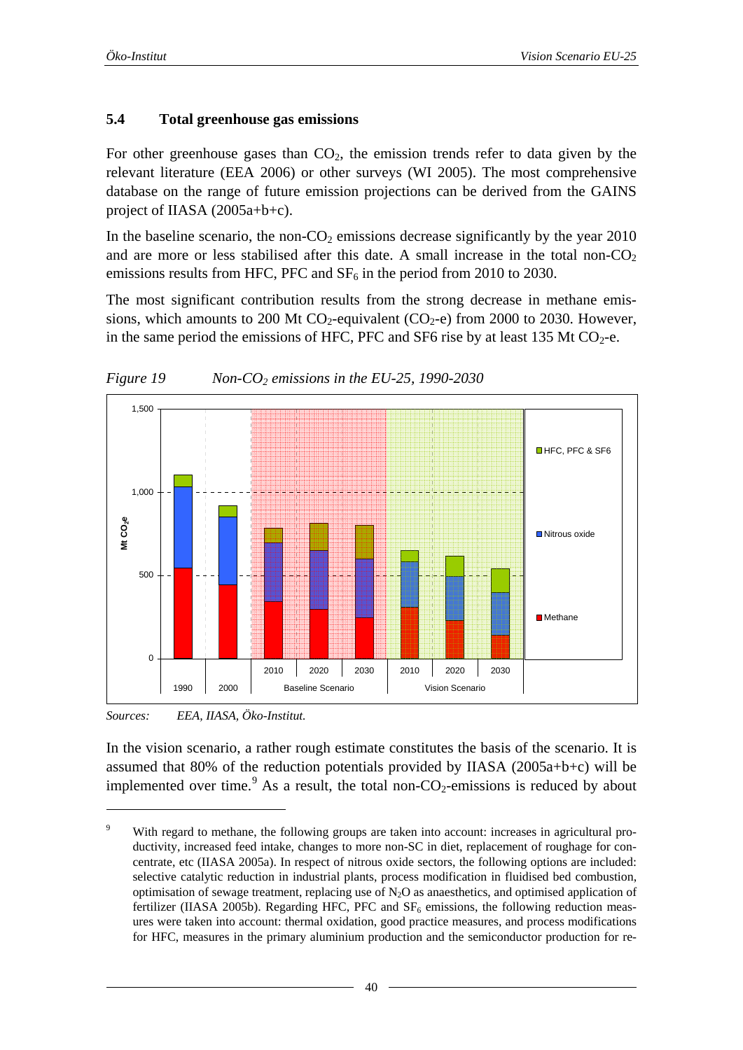## 5.4 Total greenhouse gas emissions

For other greenhouse gases than $CO_2$, the emission trends refer to data given by the relevant literature (EEA 2006) or other surveys (WI 2005). The most comprehensive database on the range of future emission projections can be derived from the GAINS project of IIASA (2005a+b+c).

In the baseline scenario, the non-$CO_2$ emissions decrease significantly by the year 2010 and are more or less stabilised after this date. A small increase in the total non-$CO_2$ emissions results from HFC, PFC and $SF_6$ in the period from 2010 to 2030.

The most significant contribution results from the strong decrease in methane emissions, which amounts to 200 Mt $CO_2$-equivalent ($CO_2$-e) from 2000 to 2030. However, in the same period the emissions of HFC, PFC and SF6 rise by at least 135 Mt $CO_2$-e.

*Figure 19 Non-$CO_2$ emissions in the EU-25, 1990-2030*

*Sources: EEA, IIASA, Öko-Institut.*

In the vision scenario, a rather rough estimate constitutes the basis of the scenario. It is assumed that 80% of the reduction potentials provided by IIASA (2005a+b+c) will be implemented over time.[9] As a result, the total non-$CO_2$-emissions is reduced by about

[9] With regard to methane, the following groups are taken into account: increases in agricultural productivity, increased feed intake, changes to more non-SC in diet, replacement of roughage for concentrate, etc (IIASA 2005a). In respect of nitrous oxide sectors, the following options are included: selective catalytic reduction in industrial plants, process modification in fluidised bed combustion, optimisation of sewage treatment, replacing use of $N_2O$ as anaesthetics, and optimised application of fertilizer (IIASA 2005b). Regarding HFC, PFC and $SF_6$ emissions, the following reduction measures were taken into account: thermal oxidation, good practice measures, and process modifications for HFC, measures in the primary aluminium production and the semiconductor production for re-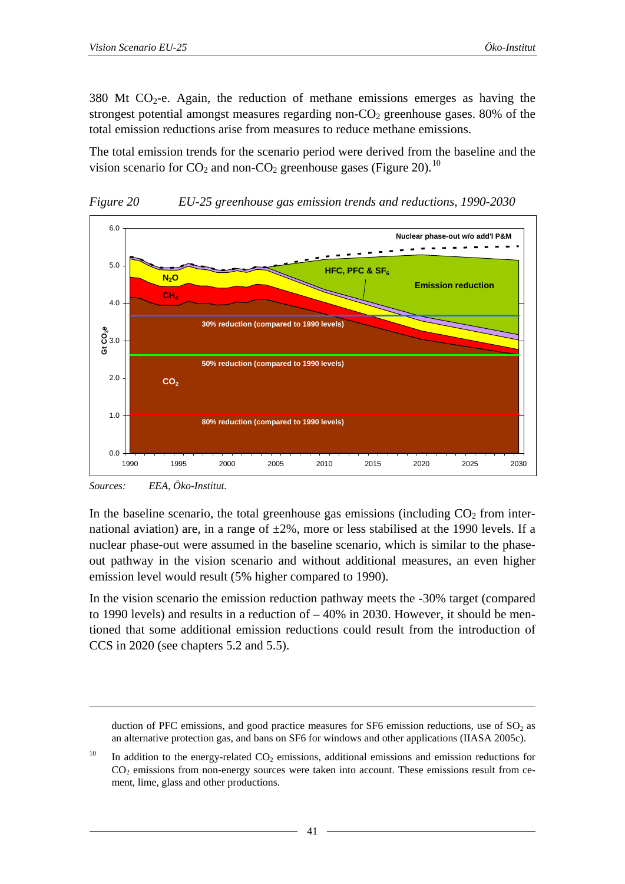380 Mt $CO_2$-e. Again, the reduction of methane emissions emerges as having the strongest potential amongst measures regarding non-$CO_2$ greenhouse gases. 80% of the total emission reductions arise from measures to reduce methane emissions.

The total emission trends for the scenario period were derived from the baseline and the vision scenario for $CO_2$ and non-$CO_2$ greenhouse gases (Figure 20).[10]

*Figure 20    EU-25 greenhouse gas emission trends and reductions, 1990-2030*

*Sources:    EEA, Öko-Institut.*

In the baseline scenario, the total greenhouse gas emissions (including $CO_2$ from international aviation) are, in a range of ±2%, more or less stabilised at the 1990 levels. If a nuclear phase-out were assumed in the baseline scenario, which is similar to the phase-out pathway in the vision scenario and without additional measures, an even higher emission level would result (5% higher compared to 1990).

In the vision scenario the emission reduction pathway meets the -30% target (compared to 1990 levels) and results in a reduction of – 40% in 2030. However, it should be mentioned that some additional emission reductions could result from the introduction of CCS in 2020 (see chapters 5.2 and 5.5).

---

duction of PFC emissions, and good practice measures for SF6 emission reductions, use of $SO_2$ as an alternative protection gas, and bans on SF6 for windows and other applications (IIASA 2005c).

[10] In addition to the energy-related $CO_2$ emissions, additional emissions and emission reductions for $CO_2$ emissions from non-energy sources were taken into account. These emissions result from cement, lime, glass and other productions.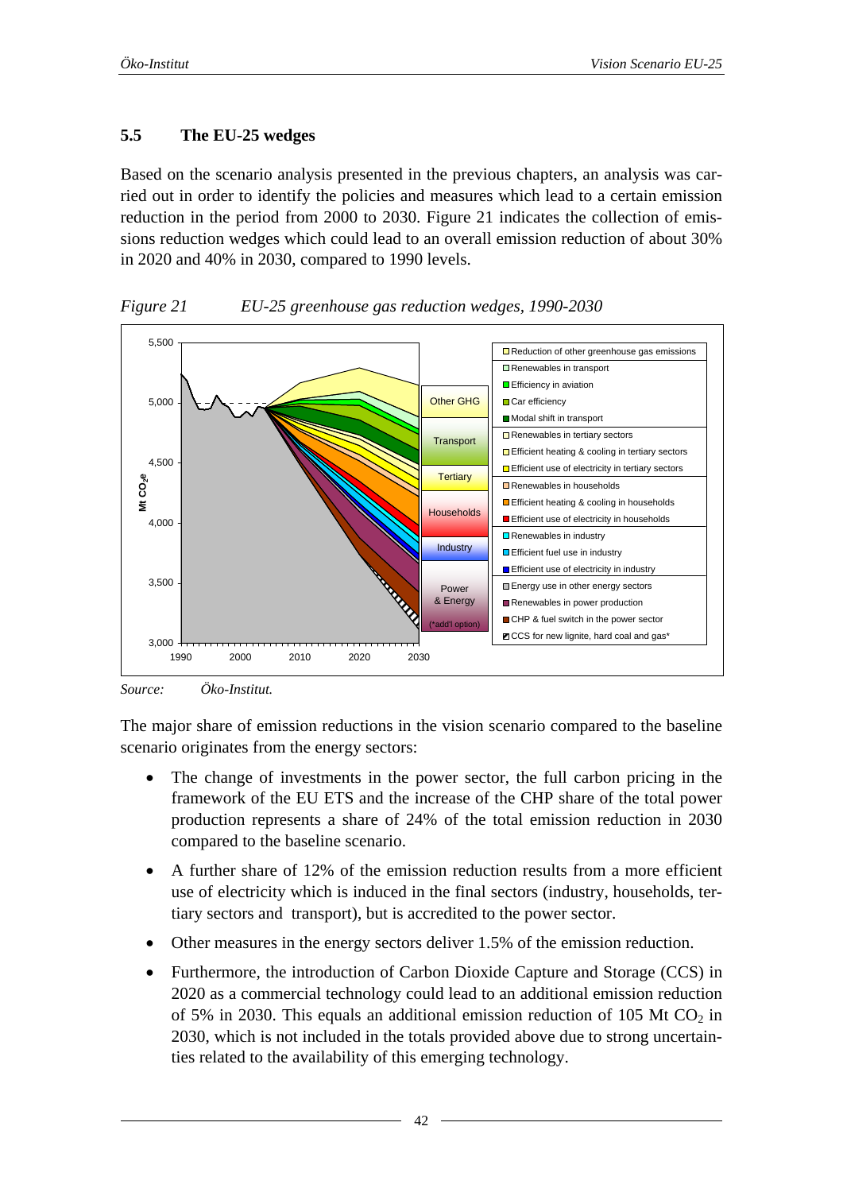## 5.5 The EU-25 wedges

Based on the scenario analysis presented in the previous chapters, an analysis was carried out in order to identify the policies and measures which lead to a certain emission reduction in the period from 2000 to 2030. Figure 21 indicates the collection of emissions reduction wedges which could lead to an overall emission reduction of about 30% in 2020 and 40% in 2030, compared to 1990 levels.

*Figure 21 EU-25 greenhouse gas reduction wedges, 1990-2030*

*Source: Öko-Institut.*

The major share of emission reductions in the vision scenario compared to the baseline scenario originates from the energy sectors:

- The change of investments in the power sector, the full carbon pricing in the framework of the EU ETS and the increase of the CHP share of the total power production represents a share of 24% of the total emission reduction in 2030 compared to the baseline scenario.
- A further share of 12% of the emission reduction results from a more efficient use of electricity which is induced in the final sectors (industry, households, tertiary sectors and transport), but is accredited to the power sector.
- Other measures in the energy sectors deliver 1.5% of the emission reduction.
- Furthermore, the introduction of Carbon Dioxide Capture and Storage (CCS) in 2020 as a commercial technology could lead to an additional emission reduction of 5% in 2030. This equals an additional emission reduction of 105 Mt $CO_2$ in 2030, which is not included in the totals provided above due to strong uncertainties related to the availability of this emerging technology.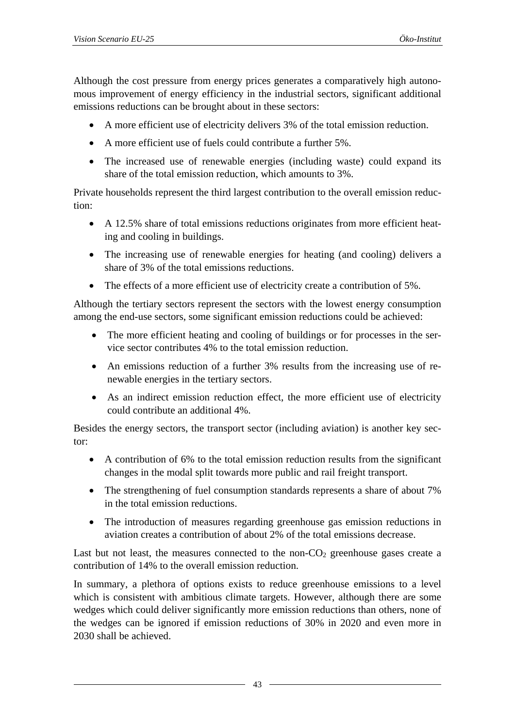Although the cost pressure from energy prices generates a comparatively high autonomous improvement of energy efficiency in the industrial sectors, significant additional emissions reductions can be brought about in these sectors:

- A more efficient use of electricity delivers 3% of the total emission reduction.
- A more efficient use of fuels could contribute a further 5%.
- The increased use of renewable energies (including waste) could expand its share of the total emission reduction, which amounts to 3%.

Private households represent the third largest contribution to the overall emission reduction:

- A 12.5% share of total emissions reductions originates from more efficient heating and cooling in buildings.
- The increasing use of renewable energies for heating (and cooling) delivers a share of 3% of the total emissions reductions.
- The effects of a more efficient use of electricity create a contribution of 5%.

Although the tertiary sectors represent the sectors with the lowest energy consumption among the end-use sectors, some significant emission reductions could be achieved:

- The more efficient heating and cooling of buildings or for processes in the service sector contributes 4% to the total emission reduction.
- An emissions reduction of a further 3% results from the increasing use of renewable energies in the tertiary sectors.
- As an indirect emission reduction effect, the more efficient use of electricity could contribute an additional 4%.

Besides the energy sectors, the transport sector (including aviation) is another key sector:

- A contribution of 6% to the total emission reduction results from the significant changes in the modal split towards more public and rail freight transport.
- The strengthening of fuel consumption standards represents a share of about 7% in the total emission reductions.
- The introduction of measures regarding greenhouse gas emission reductions in aviation creates a contribution of about 2% of the total emissions decrease.

Last but not least, the measures connected to the non-$CO_2$ greenhouse gases create a contribution of 14% to the overall emission reduction.

In summary, a plethora of options exists to reduce greenhouse emissions to a level which is consistent with ambitious climate targets. However, although there are some wedges which could deliver significantly more emission reductions than others, none of the wedges can be ignored if emission reductions of 30% in 2020 and even more in 2030 shall be achieved.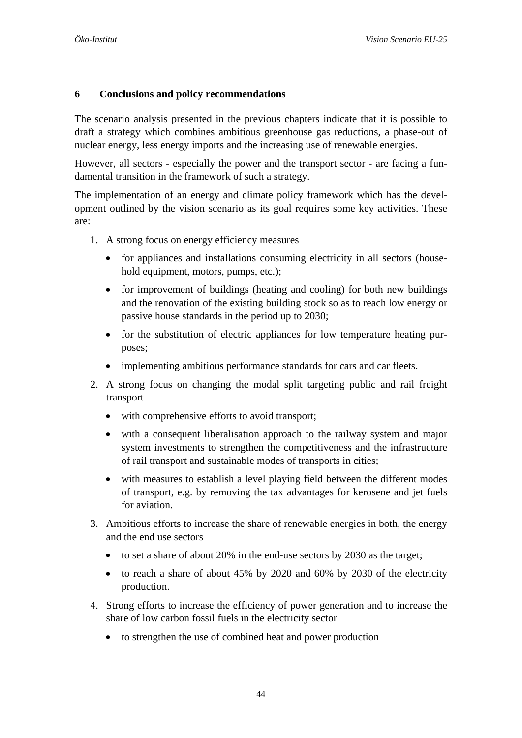## 6 Conclusions and policy recommendations

The scenario analysis presented in the previous chapters indicate that it is possible to draft a strategy which combines ambitious greenhouse gas reductions, a phase-out of nuclear energy, less energy imports and the increasing use of renewable energies.

However, all sectors - especially the power and the transport sector - are facing a fundamental transition in the framework of such a strategy.

The implementation of an energy and climate policy framework which has the development outlined by the vision scenario as its goal requires some key activities. These are:

1. A strong focus on energy efficiency measures
   - for appliances and installations consuming electricity in all sectors (household equipment, motors, pumps, etc.);
   - for improvement of buildings (heating and cooling) for both new buildings and the renovation of the existing building stock so as to reach low energy or passive house standards in the period up to 2030;
   - for the substitution of electric appliances for low temperature heating purposes;
   - implementing ambitious performance standards for cars and car fleets.
2. A strong focus on changing the modal split targeting public and rail freight transport
   - with comprehensive efforts to avoid transport;
   - with a consequent liberalisation approach to the railway system and major system investments to strengthen the competitiveness and the infrastructure of rail transport and sustainable modes of transports in cities;
   - with measures to establish a level playing field between the different modes of transport, e.g. by removing the tax advantages for kerosene and jet fuels for aviation.
3. Ambitious efforts to increase the share of renewable energies in both, the energy and the end use sectors
   - to set a share of about 20% in the end-use sectors by 2030 as the target;
   - to reach a share of about 45% by 2020 and 60% by 2030 of the electricity production.
4. Strong efforts to increase the efficiency of power generation and to increase the share of low carbon fossil fuels in the electricity sector
   - to strengthen the use of combined heat and power production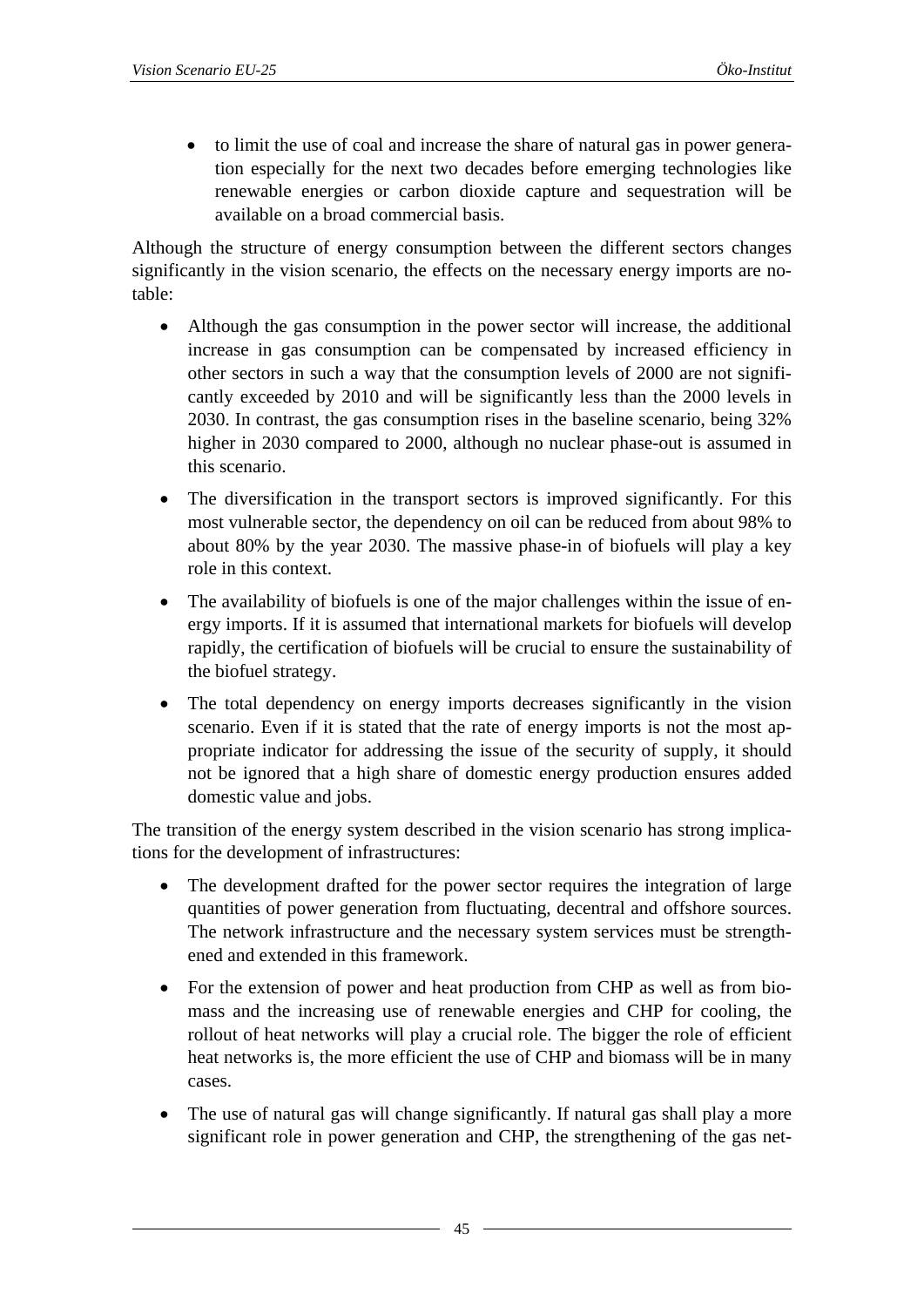- to limit the use of coal and increase the share of natural gas in power generation especially for the next two decades before emerging technologies like renewable energies or carbon dioxide capture and sequestration will be available on a broad commercial basis.

Although the structure of energy consumption between the different sectors changes significantly in the vision scenario, the effects on the necessary energy imports are notable:

- Although the gas consumption in the power sector will increase, the additional increase in gas consumption can be compensated by increased efficiency in other sectors in such a way that the consumption levels of 2000 are not significantly exceeded by 2010 and will be significantly less than the 2000 levels in 2030. In contrast, the gas consumption rises in the baseline scenario, being 32% higher in 2030 compared to 2000, although no nuclear phase-out is assumed in this scenario.
- The diversification in the transport sectors is improved significantly. For this most vulnerable sector, the dependency on oil can be reduced from about 98% to about 80% by the year 2030. The massive phase-in of biofuels will play a key role in this context.
- The availability of biofuels is one of the major challenges within the issue of energy imports. If it is assumed that international markets for biofuels will develop rapidly, the certification of biofuels will be crucial to ensure the sustainability of the biofuel strategy.
- The total dependency on energy imports decreases significantly in the vision scenario. Even if it is stated that the rate of energy imports is not the most appropriate indicator for addressing the issue of the security of supply, it should not be ignored that a high share of domestic energy production ensures added domestic value and jobs.

The transition of the energy system described in the vision scenario has strong implications for the development of infrastructures:

- The development drafted for the power sector requires the integration of large quantities of power generation from fluctuating, decentral and offshore sources. The network infrastructure and the necessary system services must be strengthened and extended in this framework.
- For the extension of power and heat production from CHP as well as from biomass and the increasing use of renewable energies and CHP for cooling, the rollout of heat networks will play a crucial role. The bigger the role of efficient heat networks is, the more efficient the use of CHP and biomass will be in many cases.
- The use of natural gas will change significantly. If natural gas shall play a more significant role in power generation and CHP, the strengthening of the gas net-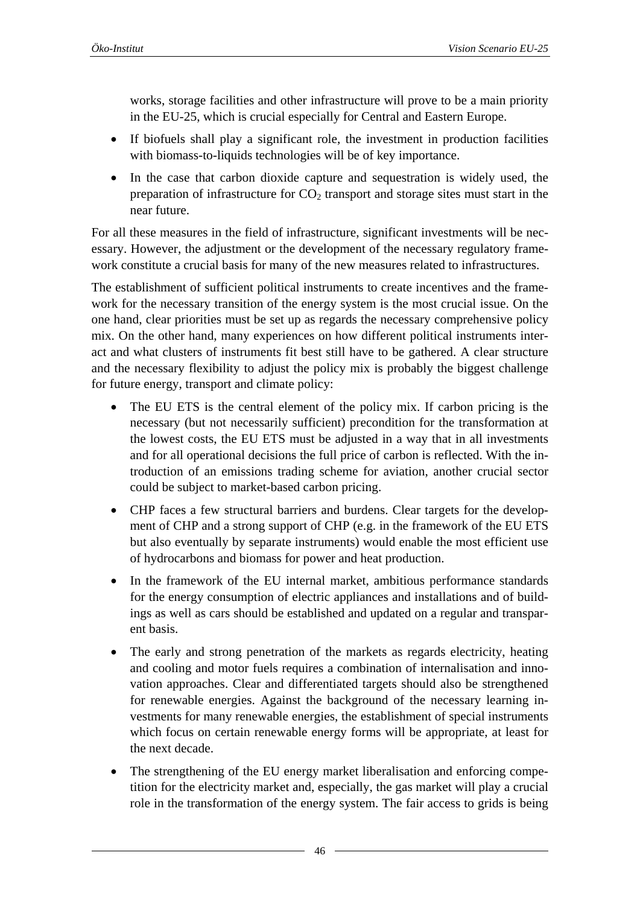works, storage facilities and other infrastructure will prove to be a main priority in the EU-25, which is crucial especially for Central and Eastern Europe.

- If biofuels shall play a significant role, the investment in production facilities with biomass-to-liquids technologies will be of key importance.
- In the case that carbon dioxide capture and sequestration is widely used, the preparation of infrastructure for $CO_2$ transport and storage sites must start in the near future.

For all these measures in the field of infrastructure, significant investments will be necessary. However, the adjustment or the development of the necessary regulatory framework constitute a crucial basis for many of the new measures related to infrastructures.

The establishment of sufficient political instruments to create incentives and the framework for the necessary transition of the energy system is the most crucial issue. On the one hand, clear priorities must be set up as regards the necessary comprehensive policy mix. On the other hand, many experiences on how different political instruments interact and what clusters of instruments fit best still have to be gathered. A clear structure and the necessary flexibility to adjust the policy mix is probably the biggest challenge for future energy, transport and climate policy:

- The EU ETS is the central element of the policy mix. If carbon pricing is the necessary (but not necessarily sufficient) precondition for the transformation at the lowest costs, the EU ETS must be adjusted in a way that in all investments and for all operational decisions the full price of carbon is reflected. With the introduction of an emissions trading scheme for aviation, another crucial sector could be subject to market-based carbon pricing.
- CHP faces a few structural barriers and burdens. Clear targets for the development of CHP and a strong support of CHP (e.g. in the framework of the EU ETS but also eventually by separate instruments) would enable the most efficient use of hydrocarbons and biomass for power and heat production.
- In the framework of the EU internal market, ambitious performance standards for the energy consumption of electric appliances and installations and of buildings as well as cars should be established and updated on a regular and transparent basis.
- The early and strong penetration of the markets as regards electricity, heating and cooling and motor fuels requires a combination of internalisation and innovation approaches. Clear and differentiated targets should also be strengthened for renewable energies. Against the background of the necessary learning investments for many renewable energies, the establishment of special instruments which focus on certain renewable energy forms will be appropriate, at least for the next decade.
- The strengthening of the EU energy market liberalisation and enforcing competition for the electricity market and, especially, the gas market will play a crucial role in the transformation of the energy system. The fair access to grids is being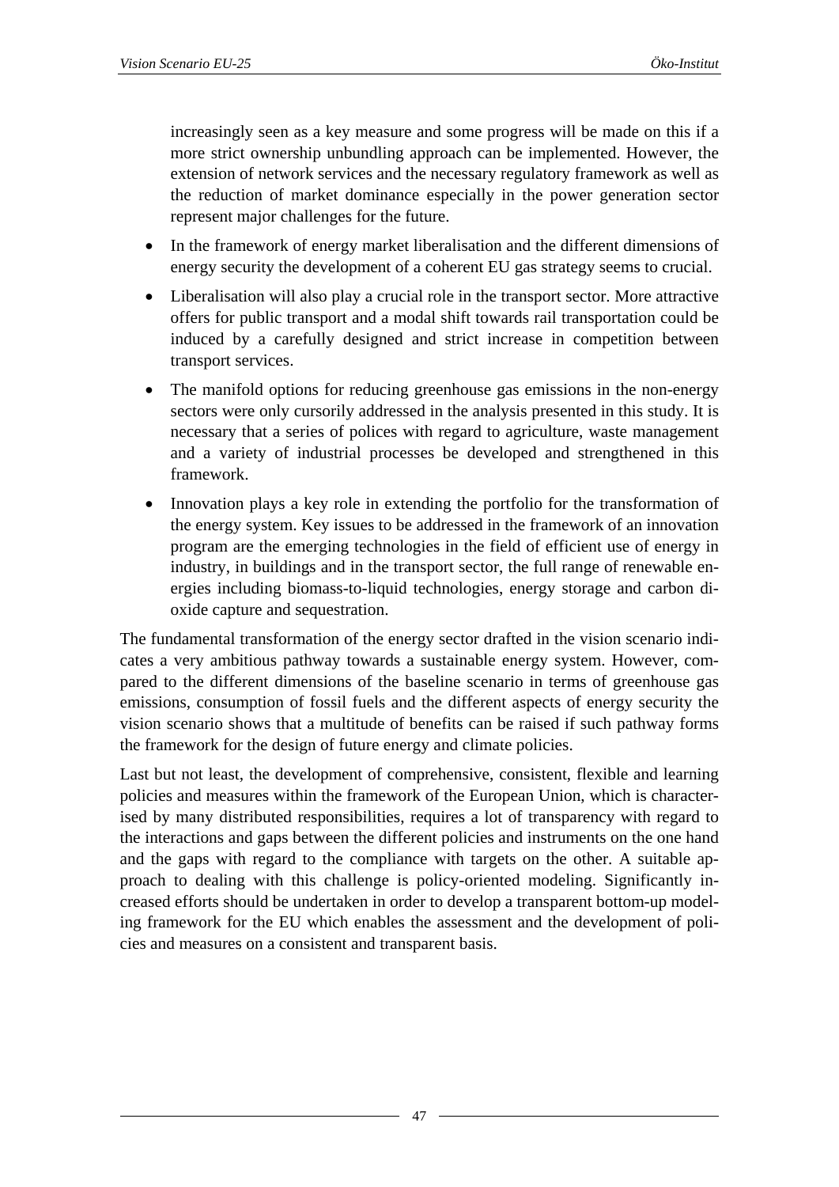increasingly seen as a key measure and some progress will be made on this if a more strict ownership unbundling approach can be implemented. However, the extension of network services and the necessary regulatory framework as well as the reduction of market dominance especially in the power generation sector represent major challenges for the future.

- In the framework of energy market liberalisation and the different dimensions of energy security the development of a coherent EU gas strategy seems to crucial.
- Liberalisation will also play a crucial role in the transport sector. More attractive offers for public transport and a modal shift towards rail transportation could be induced by a carefully designed and strict increase in competition between transport services.
- The manifold options for reducing greenhouse gas emissions in the non-energy sectors were only cursorily addressed in the analysis presented in this study. It is necessary that a series of polices with regard to agriculture, waste management and a variety of industrial processes be developed and strengthened in this framework.
- Innovation plays a key role in extending the portfolio for the transformation of the energy system. Key issues to be addressed in the framework of an innovation program are the emerging technologies in the field of efficient use of energy in industry, in buildings and in the transport sector, the full range of renewable energies including biomass-to-liquid technologies, energy storage and carbon dioxide capture and sequestration.

The fundamental transformation of the energy sector drafted in the vision scenario indicates a very ambitious pathway towards a sustainable energy system. However, compared to the different dimensions of the baseline scenario in terms of greenhouse gas emissions, consumption of fossil fuels and the different aspects of energy security the vision scenario shows that a multitude of benefits can be raised if such pathway forms the framework for the design of future energy and climate policies.

Last but not least, the development of comprehensive, consistent, flexible and learning policies and measures within the framework of the European Union, which is characterised by many distributed responsibilities, requires a lot of transparency with regard to the interactions and gaps between the different policies and instruments on the one hand and the gaps with regard to the compliance with targets on the other. A suitable approach to dealing with this challenge is policy-oriented modeling. Significantly increased efforts should be undertaken in order to develop a transparent bottom-up modeling framework for the EU which enables the assessment and the development of policies and measures on a consistent and transparent basis.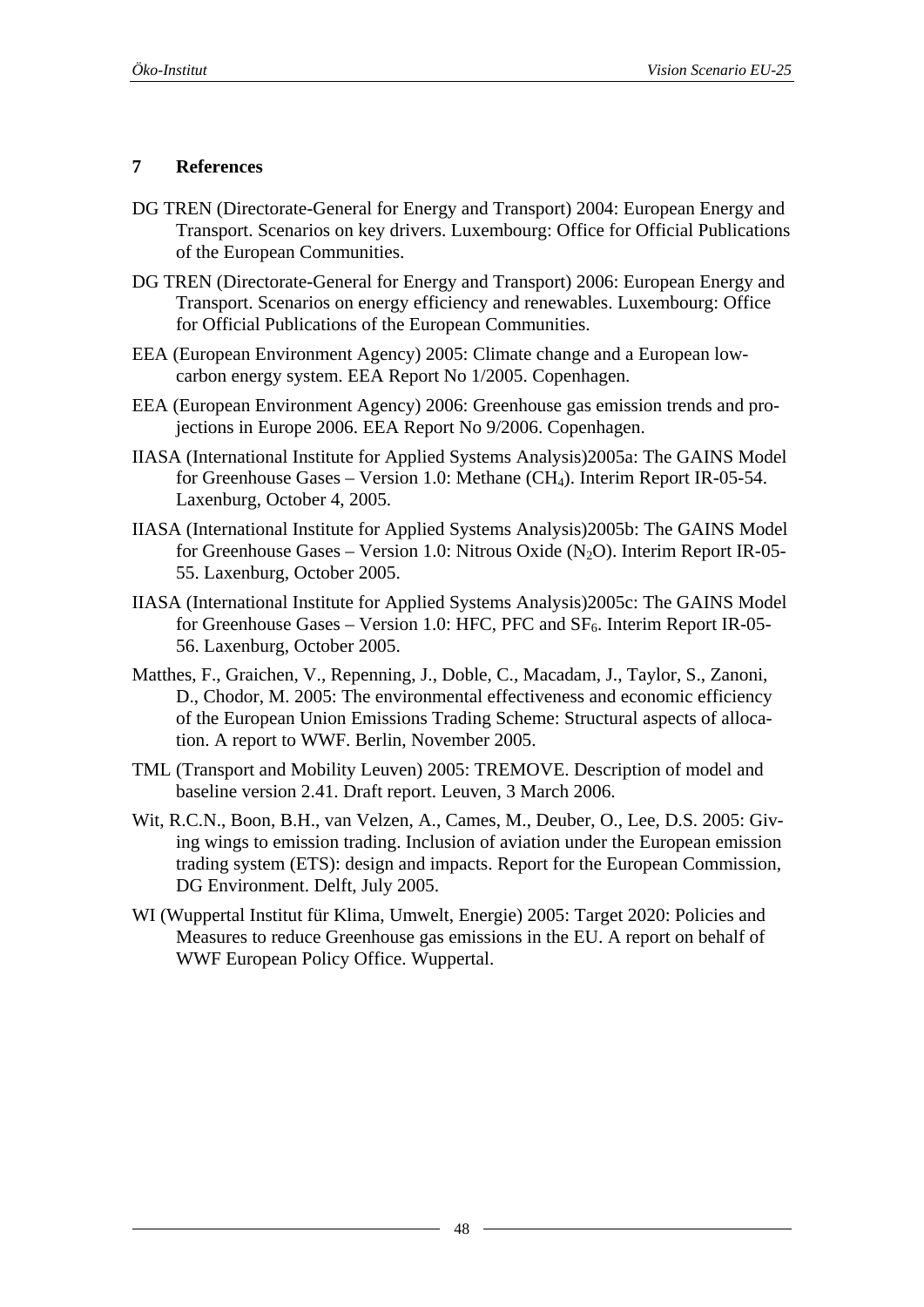## 7 References

DG TREN (Directorate-General for Energy and Transport) 2004: European Energy and Transport. Scenarios on key drivers. Luxembourg: Office for Official Publications of the European Communities.

DG TREN (Directorate-General for Energy and Transport) 2006: European Energy and Transport. Scenarios on energy efficiency and renewables. Luxembourg: Office for Official Publications of the European Communities.

EEA (European Environment Agency) 2005: Climate change and a European low-carbon energy system. EEA Report No 1/2005. Copenhagen.

EEA (European Environment Agency) 2006: Greenhouse gas emission trends and projections in Europe 2006. EEA Report No 9/2006. Copenhagen.

IIASA (International Institute for Applied Systems Analysis)2005a: The GAINS Model for Greenhouse Gases – Version 1.0: Methane ($CH_4$). Interim Report IR-05-54. Laxenburg, October 4, 2005.

IIASA (International Institute for Applied Systems Analysis)2005b: The GAINS Model for Greenhouse Gases – Version 1.0: Nitrous Oxide ($N_2O$). Interim Report IR-05-55. Laxenburg, October 2005.

IIASA (International Institute for Applied Systems Analysis)2005c: The GAINS Model for Greenhouse Gases – Version 1.0: HFC, PFC and $SF_6$. Interim Report IR-05-56. Laxenburg, October 2005.

Matthes, F., Graichen, V., Repenning, J., Doble, C., Macadam, J., Taylor, S., Zanoni, D., Chodor, M. 2005: The environmental effectiveness and economic efficiency of the European Union Emissions Trading Scheme: Structural aspects of allocation. A report to WWF. Berlin, November 2005.

TML (Transport and Mobility Leuven) 2005: TREMOVE. Description of model and baseline version 2.41. Draft report. Leuven, 3 March 2006.

Wit, R.C.N., Boon, B.H., van Velzen, A., Cames, M., Deuber, O., Lee, D.S. 2005: Giving wings to emission trading. Inclusion of aviation under the European emission trading system (ETS): design and impacts. Report for the European Commission, DG Environment. Delft, July 2005.

WI (Wuppertal Institut für Klima, Umwelt, Energie) 2005: Target 2020: Policies and Measures to reduce Greenhouse gas emissions in the EU. A report on behalf of WWF European Policy Office. Wuppertal.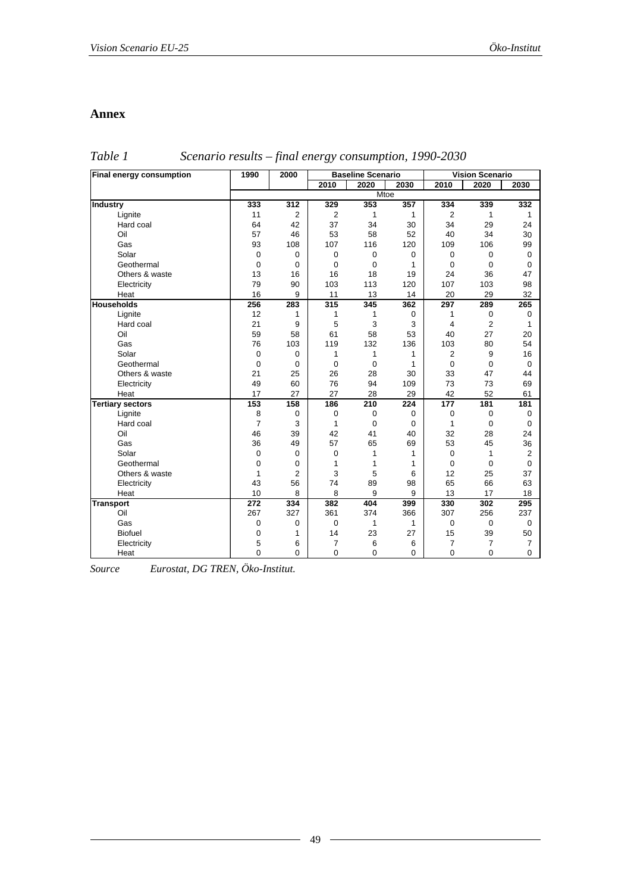## Annex

*Table 1 Scenario results – final energy consumption, 1990-2030*

| Final energy consumption | 1990 | 2000 | Baseline Scenario | | | Vision Scenario | | |
|---|---|---|---|---|---|---|---|---|
| | | | 2010 | 2020 | 2030 | 2010 | 2020 | 2030 |
| | Mtoe | | | | | | | |
| **Industry** | **333** | **312** | **329** | **353** | **357** | **334** | **339** | **332** |
| Lignite | 11 | 2 | 2 | 1 | 1 | 2 | 1 | 1 |
| Hard coal | 64 | 42 | 37 | 34 | 30 | 34 | 29 | 24 |
| Oil | 57 | 46 | 53 | 58 | 52 | 40 | 34 | 30 |
| Gas | 93 | 108 | 107 | 116 | 120 | 109 | 106 | 99 |
| Solar | 0 | 0 | 0 | 0 | 0 | 0 | 0 | 0 |
| Geothermal | 0 | 0 | 0 | 0 | 1 | 0 | 0 | 0 |
| Others & waste | 13 | 16 | 16 | 18 | 19 | 24 | 36 | 47 |
| Electricity | 79 | 90 | 103 | 113 | 120 | 107 | 103 | 98 |
| Heat | 16 | 9 | 11 | 13 | 14 | 20 | 29 | 32 |
| **Households** | **256** | **283** | **315** | **345** | **362** | **297** | **289** | **265** |
| Lignite | 12 | 1 | 1 | 1 | 0 | 1 | 0 | 0 |
| Hard coal | 21 | 9 | 5 | 3 | 3 | 4 | 2 | 1 |
| Oil | 59 | 58 | 61 | 58 | 53 | 40 | 27 | 20 |
| Gas | 76 | 103 | 119 | 132 | 136 | 103 | 80 | 54 |
| Solar | 0 | 0 | 1 | 1 | 1 | 2 | 9 | 16 |
| Geothermal | 0 | 0 | 0 | 0 | 1 | 0 | 0 | 0 |
| Others & waste | 21 | 25 | 26 | 28 | 30 | 33 | 47 | 44 |
| Electricity | 49 | 60 | 76 | 94 | 109 | 73 | 73 | 69 |
| Heat | 17 | 27 | 27 | 28 | 29 | 42 | 52 | 61 |
| **Tertiary sectors** | **153** | **158** | **186** | **210** | **224** | **177** | **181** | **181** |
| Lignite | 8 | 0 | 0 | 0 | 0 | 0 | 0 | 0 |
| Hard coal | 7 | 3 | 1 | 0 | 0 | 1 | 0 | 0 |
| Oil | 46 | 39 | 42 | 41 | 40 | 32 | 28 | 24 |
| Gas | 36 | 49 | 57 | 65 | 69 | 53 | 45 | 36 |
| Solar | 0 | 0 | 0 | 1 | 1 | 0 | 1 | 2 |
| Geothermal | 0 | 0 | 1 | 1 | 1 | 0 | 0 | 0 |
| Others & waste | 1 | 2 | 3 | 5 | 6 | 12 | 25 | 37 |
| Electricity | 43 | 56 | 74 | 89 | 98 | 65 | 66 | 63 |
| Heat | 10 | 8 | 8 | 9 | 9 | 13 | 17 | 18 |
| **Transport** | **272** | **334** | **382** | **404** | **399** | **330** | **302** | **295** |
| Oil | 267 | 327 | 361 | 374 | 366 | 307 | 256 | 237 |
| Gas | 0 | 0 | 0 | 1 | 1 | 0 | 0 | 0 |
| Biofuel | 0 | 1 | 14 | 23 | 27 | 15 | 39 | 50 |
| Electricity | 5 | 6 | 7 | 6 | 6 | 7 | 7 | 7 |
| Heat | 0 | 0 | 0 | 0 | 0 | 0 | 0 | 0 |

*Source Eurostat, DG TREN, Öko-Institut.*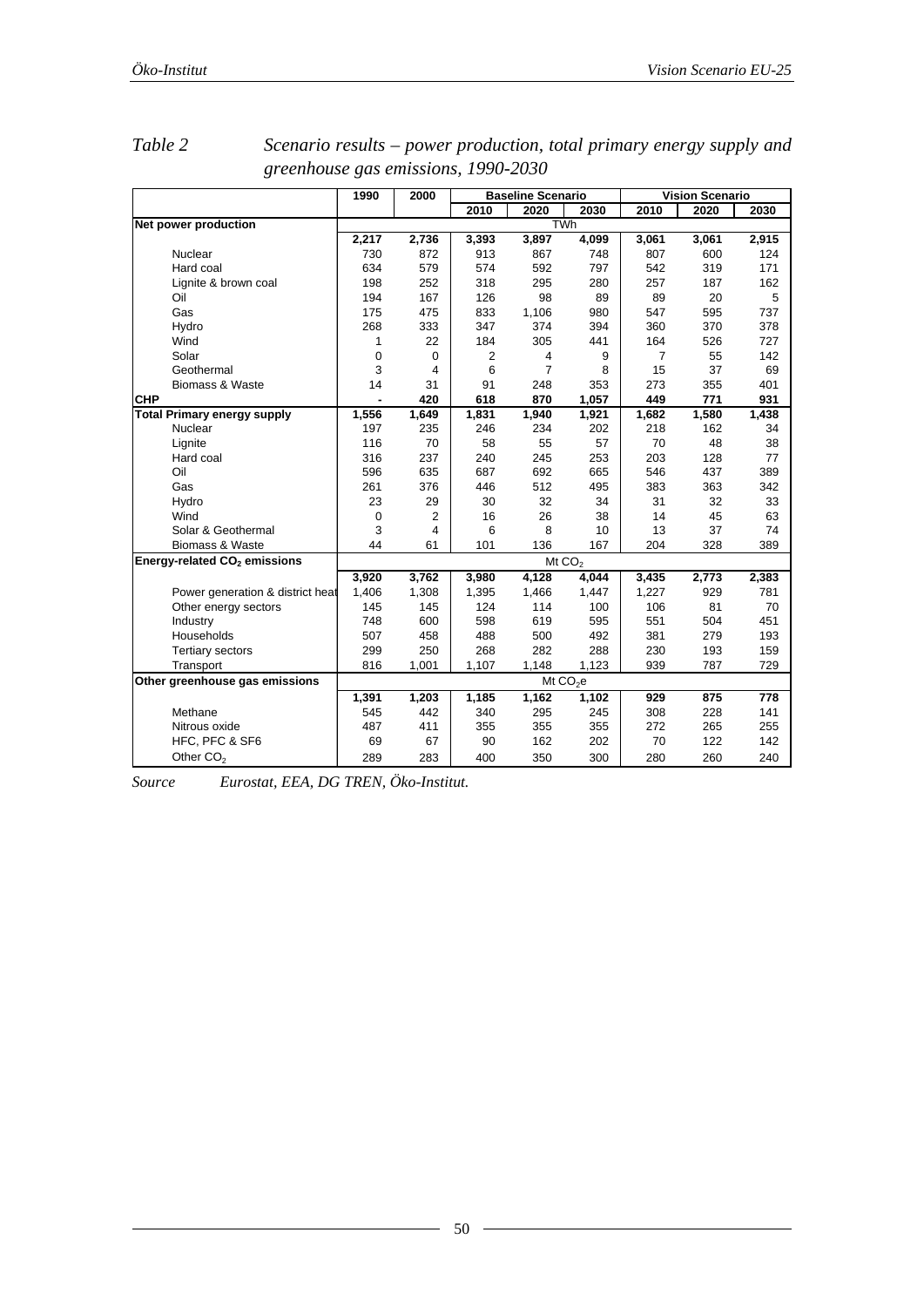*Table 2 Scenario results – power production, total primary energy supply and greenhouse gas emissions, 1990-2030*

| | 1990 | 2000 | Baseline Scenario | | | Vision Scenario | | |
|---|---|---|---|---|---|---|---|---|
| | | | 2010 | 2020 | 2030 | 2010 | 2020 | 2030 |
| **Net power production** | TWh | | | | | | | |
| | **2,217** | **2,736** | **3,393** | **3,897** | **4,099** | **3,061** | **3,061** | **2,915** |
| Nuclear | 730 | 872 | 913 | 867 | 748 | 807 | 600 | 124 |
| Hard coal | 634 | 579 | 574 | 592 | 797 | 542 | 319 | 171 |
| Lignite & brown coal | 198 | 252 | 318 | 295 | 280 | 257 | 187 | 162 |
| Oil | 194 | 167 | 126 | 98 | 89 | 89 | 20 | 5 |
| Gas | 175 | 475 | 833 | 1,106 | 980 | 547 | 595 | 737 |
| Hydro | 268 | 333 | 347 | 374 | 394 | 360 | 370 | 378 |
| Wind | 1 | 22 | 184 | 305 | 441 | 164 | 526 | 727 |
| Solar | 0 | 0 | 2 | 4 | 9 | 7 | 55 | 142 |
| Geothermal | 3 | 4 | 6 | 7 | 8 | 15 | 37 | 69 |
| Biomass & Waste | 14 | 31 | 91 | 248 | 353 | 273 | 355 | 401 |
| **CHP** | **-** | **420** | **618** | **870** | **1,057** | **449** | **771** | **931** |
| **Total Primary energy supply** | **1,556** | **1,649** | **1,831** | **1,940** | **1,921** | **1,682** | **1,580** | **1,438** |
| Nuclear | 197 | 235 | 246 | 234 | 202 | 218 | 162 | 34 |
| Lignite | 116 | 70 | 58 | 55 | 57 | 70 | 48 | 38 |
| Hard coal | 316 | 237 | 240 | 245 | 253 | 203 | 128 | 77 |
| Oil | 596 | 635 | 687 | 692 | 665 | 546 | 437 | 389 |
| Gas | 261 | 376 | 446 | 512 | 495 | 383 | 363 | 342 |
| Hydro | 23 | 29 | 30 | 32 | 34 | 31 | 32 | 33 |
| Wind | 0 | 2 | 16 | 26 | 38 | 14 | 45 | 63 |
| Solar & Geothermal | 3 | 4 | 6 | 8 | 10 | 13 | 37 | 74 |
| Biomass & Waste | 44 | 61 | 101 | 136 | 167 | 204 | 328 | 389 |
| **Energy-related $CO_2$ emissions** | Mt $CO_2$ | | | | | | | |
| | **3,920** | **3,762** | **3,980** | **4,128** | **4,044** | **3,435** | **2,773** | **2,383** |
| Power generation & district heat | 1,406 | 1,308 | 1,395 | 1,466 | 1,447 | 1,227 | 929 | 781 |
| Other energy sectors | 145 | 145 | 124 | 114 | 100 | 106 | 81 | 70 |
| Industry | 748 | 600 | 598 | 619 | 595 | 551 | 504 | 451 |
| Households | 507 | 458 | 488 | 500 | 492 | 381 | 279 | 193 |
| Tertiary sectors | 299 | 250 | 268 | 282 | 288 | 230 | 193 | 159 |
| Transport | 816 | 1,001 | 1,107 | 1,148 | 1,123 | 939 | 787 | 729 |
| **Other greenhouse gas emissions** | Mt $CO_2e$ | | | | | | | |
| | **1,391** | **1,203** | **1,185** | **1,162** | **1,102** | **929** | **875** | **778** |
| Methane | 545 | 442 | 340 | 295 | 245 | 308 | 228 | 141 |
| Nitrous oxide | 487 | 411 | 355 | 355 | 355 | 272 | 265 | 255 |
| HFC, PFC & SF6 | 69 | 67 | 90 | 162 | 202 | 70 | 122 | 142 |
| Other $CO_2$ | 289 | 283 | 400 | 350 | 300 | 280 | 260 | 240 |

*Source Eurostat, EEA, DG TREN, Öko-Institut.*